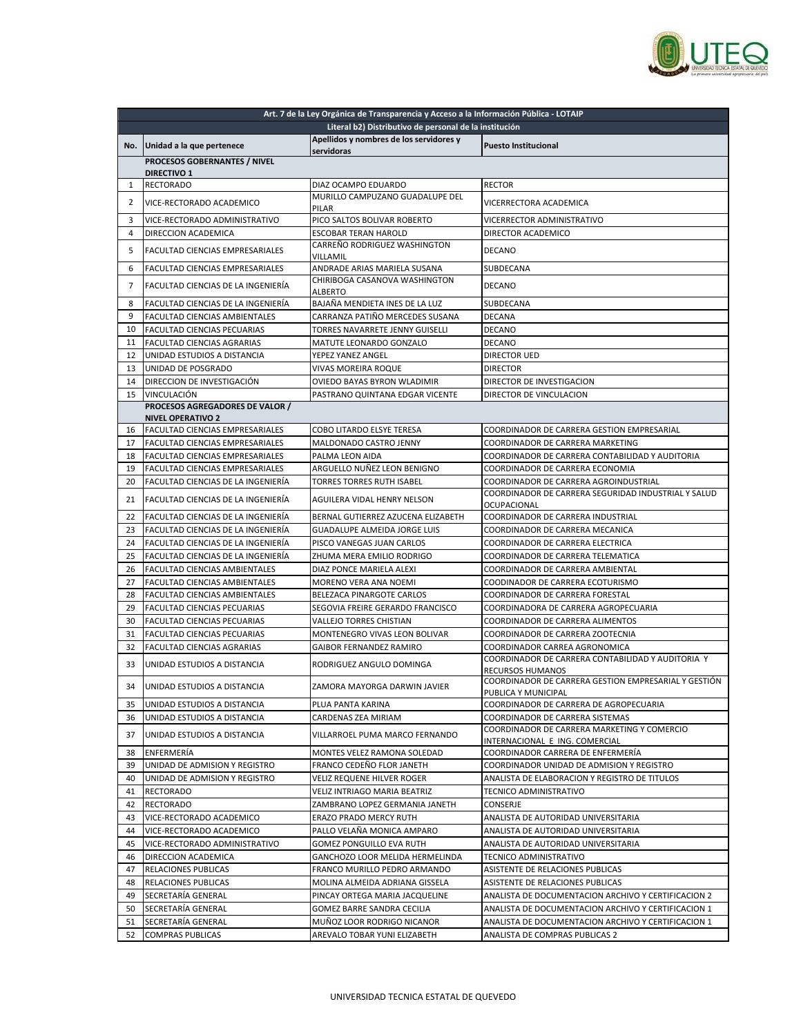| Art. 7 de la Ley Orgánica de Transparencia y Acceso a la Información Pública - LOTAIP | | | |
|---|---|---|---|
| Literal b2) Distributivo de personal de la institución | | | |
| No. | Unidad a la que pertenece | Apellidos y nombres de los servidores y servidoras | Puesto Institucional |
| | **PROCESOS GOBERNANTES / NIVEL DIRECTIVO 1** | | |
| 1 | RECTORADO | DIAZ OCAMPO EDUARDO | RECTOR |
| 2 | VICE-RECTORADO ACADEMICO | MURILLO CAMPUZANO GUADALUPE DEL PILAR | VICERRECTORA ACADEMICA |
| 3 | VICE-RECTORADO ADMINISTRATIVO | PICO SALTOS BOLIVAR ROBERTO | VICERRECTOR ADMINISTRATIVO |
| 4 | DIRECCION ACADEMICA | ESCOBAR TERAN HAROLD | DIRECTOR ACADEMICO |
| 5 | FACULTAD CIENCIAS EMPRESARIALES | CARREÑO RODRIGUEZ WASHINGTON VILLAMIL | DECANO |
| 6 | FACULTAD CIENCIAS EMPRESARIALES | ANDRADE ARIAS MARIELA SUSANA | SUBDECANA |
| 7 | FACULTAD CIENCIAS DE LA INGENIERÍA | CHIRIBOGA CASANOVA WASHINGTON ALBERTO | DECANO |
| 8 | FACULTAD CIENCIAS DE LA INGENIERÍA | BAJAÑA MENDIETA INES DE LA LUZ | SUBDECANA |
| 9 | FACULTAD CIENCIAS AMBIENTALES | CARRANZA PATIÑO MERCEDES SUSANA | DECANA |
| 10 | FACULTAD CIENCIAS PECUARIAS | TORRES NAVARRETE JENNY GUISELLI | DECANO |
| 11 | FACULTAD CIENCIAS AGRARIAS | MATUTE LEONARDO GONZALO | DECANO |
| 12 | UNIDAD ESTUDIOS A DISTANCIA | YEPEZ YANEZ ANGEL | DIRECTOR UED |
| 13 | UNIDAD DE POSGRADO | VIVAS MOREIRA ROQUE | DIRECTOR |
| 14 | DIRECCION DE INVESTIGACIÓN | OVIEDO BAYAS BYRON WLADIMIR | DIRECTOR DE INVESTIGACION |
| 15 | VINCULACIÓN | PASTRANO QUINTANA EDGAR VICENTE | DIRECTOR DE VINCULACION |
| | **PROCESOS AGREGADORES DE VALOR / NIVEL OPERATIVO 2** | | |
| 16 | FACULTAD CIENCIAS EMPRESARIALES | COBO LITARDO ELSYE TERESA | COORDINADOR DE CARRERA GESTION EMPRESARIAL |
| 17 | FACULTAD CIENCIAS EMPRESARIALES | MALDONADO CASTRO JENNY | COORDINADOR DE CARRERA MARKETING |
| 18 | FACULTAD CIENCIAS EMPRESARIALES | PALMA LEON AIDA | COORDINADOR DE CARRERA CONTABILIDAD Y AUDITORIA |
| 19 | FACULTAD CIENCIAS EMPRESARIALES | ARGUELLO NUÑEZ LEON BENIGNO | COORDINADOR DE CARRERA ECONOMIA |
| 20 | FACULTAD CIENCIAS DE LA INGENIERÍA | TORRES TORRES RUTH ISABEL | COORDINADOR DE CARRERA AGROINDUSTRIAL |
| 21 | FACULTAD CIENCIAS DE LA INGENIERÍA | AGUILERA VIDAL HENRY NELSON | COORDINADOR DE CARRERA SEGURIDAD INDUSTRIAL Y SALUD OCUPACIONAL |
| 22 | FACULTAD CIENCIAS DE LA INGENIERÍA | BERNAL GUTIERREZ AZUCENA ELIZABETH | COORDINADOR DE CARRERA INDUSTRIAL |
| 23 | FACULTAD CIENCIAS DE LA INGENIERÍA | GUADALUPE ALMEIDA JORGE LUIS | COORDINADOR DE CARRERA MECANICA |
| 24 | FACULTAD CIENCIAS DE LA INGENIERÍA | PISCO VANEGAS JUAN CARLOS | COORDINADOR DE CARRERA ELECTRICA |
| 25 | FACULTAD CIENCIAS DE LA INGENIERÍA | ZHUMA MERA EMILIO RODRIGO | COORDINADOR DE CARRERA TELEMATICA |
| 26 | FACULTAD CIENCIAS AMBIENTALES | DIAZ PONCE MARIELA ALEXI | COORDINADOR DE CARRERA AMBIENTAL |
| 27 | FACULTAD CIENCIAS AMBIENTALES | MORENO VERA ANA NOEMI | COODINADOR DE CARRERA ECOTURISMO |
| 28 | FACULTAD CIENCIAS AMBIENTALES | BELEZACA PINARGOTE CARLOS | COORDINADOR DE CARRERA FORESTAL |
| 29 | FACULTAD CIENCIAS PECUARIAS | SEGOVIA FREIRE GERARDO FRANCISCO | COORDINADORA DE CARRERA AGROPECUARIA |
| 30 | FACULTAD CIENCIAS PECUARIAS | VALLEJO TORRES CHISTIAN | COORDINADOR DE CARRERA ALIMENTOS |
| 31 | FACULTAD CIENCIAS PECUARIAS | MONTENEGRO VIVAS LEON BOLIVAR | COORDINADOR DE CARRERA ZOOTECNIA |
| 32 | FACULTAD CIENCIAS AGRARIAS | GAIBOR FERNANDEZ RAMIRO | COORDINADOR CARREA AGRONOMICA |
| 33 | UNIDAD ESTUDIOS A DISTANCIA | RODRIGUEZ ANGULO DOMINGA | COORDINADOR DE CARRERA CONTABILIDAD Y AUDITORIA Y RECURSOS HUMANOS |
| 34 | UNIDAD ESTUDIOS A DISTANCIA | ZAMORA MAYORGA DARWIN JAVIER | COORDINADOR DE CARRERA GESTION EMPRESARIAL Y GESTIÓN PUBLICA Y MUNICIPAL |
| 35 | UNIDAD ESTUDIOS A DISTANCIA | PLUA PANTA KARINA | COORDINADOR DE CARRERA DE AGROPECUARIA |
| 36 | UNIDAD ESTUDIOS A DISTANCIA | CARDENAS ZEA MIRIAM | COORDINADOR DE CARRERA SISTEMAS |
| 37 | UNIDAD ESTUDIOS A DISTANCIA | VILLARROEL PUMA MARCO FERNANDO | COORDINADOR DE CARRERA MARKETING Y COMERCIO INTERNACIONAL E ING. COMERCIAL |
| 38 | ENFERMERÍA | MONTES VELEZ RAMONA SOLEDAD | COORDINADOR CARRERA DE ENFERMERÍA |
| 39 | UNIDAD DE ADMISION Y REGISTRO | FRANCO CEDEÑO FLOR JANETH | COORDINADOR UNIDAD DE ADMISION Y REGISTRO |
| 40 | UNIDAD DE ADMISION Y REGISTRO | VELIZ REQUENE HILVER ROGER | ANALISTA DE ELABORACION Y REGISTRO DE TITULOS |
| 41 | RECTORADO | VELIZ INTRIAGO MARIA BEATRIZ | TECNICO ADMINISTRATIVO |
| 42 | RECTORADO | ZAMBRANO LOPEZ GERMANIA JANETH | CONSERJE |
| 43 | VICE-RECTORADO ACADEMICO | ERAZO PRADO MERCY RUTH | ANALISTA DE AUTORIDAD UNIVERSITARIA |
| 44 | VICE-RECTORADO ACADEMICO | PALLO VELAÑA MONICA AMPARO | ANALISTA DE AUTORIDAD UNIVERSITARIA |
| 45 | VICE-RECTORADO ADMINISTRATIVO | GOMEZ PONGUILLO EVA RUTH | ANALISTA DE AUTORIDAD UNIVERSITARIA |
| 46 | DIRECCION ACADEMICA | GANCHOZO LOOR MELIDA HERMELINDA | TECNICO ADMINISTRATIVO |
| 47 | RELACIONES PUBLICAS | FRANCO MURILLO PEDRO ARMANDO | ASISTENTE DE RELACIONES PUBLICAS |
| 48 | RELACIONES PUBLICAS | MOLINA ALMEIDA ADRIANA GISSELA | ASISTENTE DE RELACIONES PUBLICAS |
| 49 | SECRETARÍA GENERAL | PINCAY ORTEGA MARIA JACQUELINE | ANALISTA DE DOCUMENTACION ARCHIVO Y CERTIFICACION 2 |
| 50 | SECRETARÍA GENERAL | GOMEZ BARRE SANDRA CECILIA | ANALISTA DE DOCUMENTACION ARCHIVO Y CERTIFICACION 1 |
| 51 | SECRETARÍA GENERAL | MUÑOZ LOOR RODRIGO NICANOR | ANALISTA DE DOCUMENTACION ARCHIVO Y CERTIFICACION 1 |
| 52 | COMPRAS PUBLICAS | AREVALO TOBAR YUNI ELIZABETH | ANALISTA DE COMPRAS PUBLICAS 2 |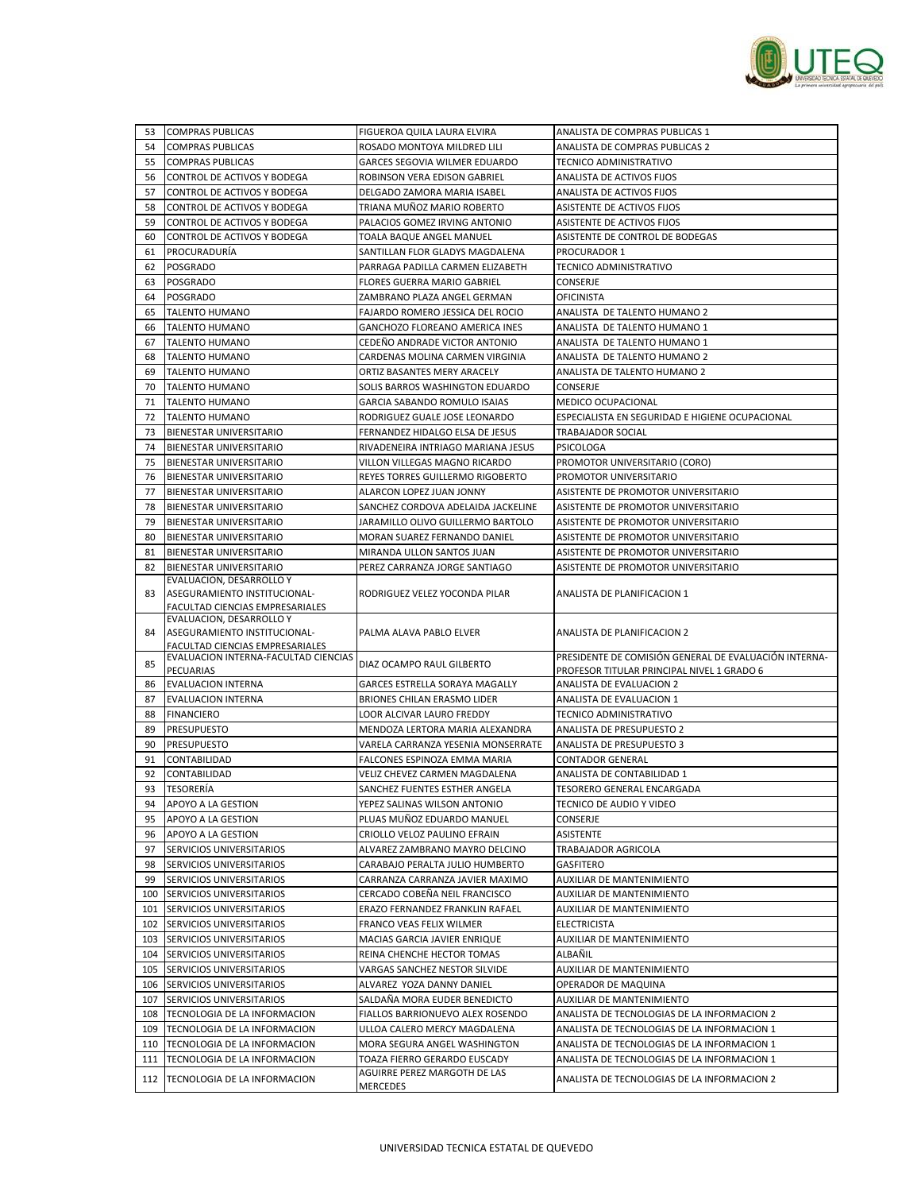| 53 | COMPRAS PUBLICAS | FIGUEROA QUILA LAURA ELVIRA | ANALISTA DE COMPRAS PUBLICAS 1 |
|---|---|---|---|
| 54 | COMPRAS PUBLICAS | ROSADO MONTOYA MILDRED LILI | ANALISTA DE COMPRAS PUBLICAS 2 |
| 55 | COMPRAS PUBLICAS | GARCES SEGOVIA WILMER EDUARDO | TECNICO ADMINISTRATIVO |
| 56 | CONTROL DE ACTIVOS Y BODEGA | ROBINSON VERA EDISON GABRIEL | ANALISTA DE ACTIVOS FIJOS |
| 57 | CONTROL DE ACTIVOS Y BODEGA | DELGADO ZAMORA MARIA ISABEL | ANALISTA DE ACTIVOS FIJOS |
| 58 | CONTROL DE ACTIVOS Y BODEGA | TRIANA MUÑOZ MARIO ROBERTO | ASISTENTE DE ACTIVOS FIJOS |
| 59 | CONTROL DE ACTIVOS Y BODEGA | PALACIOS GOMEZ IRVING ANTONIO | ASISTENTE DE ACTIVOS FIJOS |
| 60 | CONTROL DE ACTIVOS Y BODEGA | TOALA BAQUE ANGEL MANUEL | ASISTENTE DE CONTROL DE BODEGAS |
| 61 | PROCURADURÍA | SANTILLAN FLOR GLADYS MAGDALENA | PROCURADOR 1 |
| 62 | POSGRADO | PARRAGA PADILLA CARMEN ELIZABETH | TECNICO ADMINISTRATIVO |
| 63 | POSGRADO | FLORES GUERRA MARIO GABRIEL | CONSERJE |
| 64 | POSGRADO | ZAMBRANO PLAZA ANGEL GERMAN | OFICINISTA |
| 65 | TALENTO HUMANO | FAJARDO ROMERO JESSICA DEL ROCIO | ANALISTA DE TALENTO HUMANO 2 |
| 66 | TALENTO HUMANO | GANCHOZO FLOREANO AMERICA INES | ANALISTA DE TALENTO HUMANO 1 |
| 67 | TALENTO HUMANO | CEDEÑO ANDRADE VICTOR ANTONIO | ANALISTA DE TALENTO HUMANO 1 |
| 68 | TALENTO HUMANO | CARDENAS MOLINA CARMEN VIRGINIA | ANALISTA DE TALENTO HUMANO 2 |
| 69 | TALENTO HUMANO | ORTIZ BASANTES MERY ARACELY | ANALISTA DE TALENTO HUMANO 2 |
| 70 | TALENTO HUMANO | SOLIS BARROS WASHINGTON EDUARDO | CONSERJE |
| 71 | TALENTO HUMANO | GARCIA SABANDO ROMULO ISAIAS | MEDICO OCUPACIONAL |
| 72 | TALENTO HUMANO | RODRIGUEZ GUALE JOSE LEONARDO | ESPECIALISTA EN SEGURIDAD E HIGIENE OCUPACIONAL |
| 73 | BIENESTAR UNIVERSITARIO | FERNANDEZ HIDALGO ELSA DE JESUS | TRABAJADOR SOCIAL |
| 74 | BIENESTAR UNIVERSITARIO | RIVADENEIRA INTRIAGO MARIANA JESUS | PSICOLOGA |
| 75 | BIENESTAR UNIVERSITARIO | VILLON VILLEGAS MAGNO RICARDO | PROMOTOR UNIVERSITARIO (CORO) |
| 76 | BIENESTAR UNIVERSITARIO | REYES TORRES GUILLERMO RIGOBERTO | PROMOTOR UNIVERSITARIO |
| 77 | BIENESTAR UNIVERSITARIO | ALARCON LOPEZ JUAN JONNY | ASISTENTE DE PROMOTOR UNIVERSITARIO |
| 78 | BIENESTAR UNIVERSITARIO | SANCHEZ CORDOVA ADELAIDA JACKELINE | ASISTENTE DE PROMOTOR UNIVERSITARIO |
| 79 | BIENESTAR UNIVERSITARIO | JARAMILLO OLIVO GUILLERMO BARTOLO | ASISTENTE DE PROMOTOR UNIVERSITARIO |
| 80 | BIENESTAR UNIVERSITARIO | MORAN SUAREZ FERNANDO DANIEL | ASISTENTE DE PROMOTOR UNIVERSITARIO |
| 81 | BIENESTAR UNIVERSITARIO | MIRANDA ULLON SANTOS JUAN | ASISTENTE DE PROMOTOR UNIVERSITARIO |
| 82 | BIENESTAR UNIVERSITARIO | PEREZ CARRANZA JORGE SANTIAGO | ASISTENTE DE PROMOTOR UNIVERSITARIO |
| 83 | EVALUACION, DESARROLLO Y ASEGURAMIENTO INSTITUCIONAL- FACULTAD CIENCIAS EMPRESARIALES | RODRIGUEZ VELEZ YOCONDA PILAR | ANALISTA DE PLANIFICACION 1 |
| 84 | EVALUACION, DESARROLLO Y ASEGURAMIENTO INSTITUCIONAL- FACULTAD CIENCIAS EMPRESARIALES | PALMA ALAVA PABLO ELVER | ANALISTA DE PLANIFICACION 2 |
| 85 | EVALUACION INTERNA-FACULTAD CIENCIAS PECUARIAS | DIAZ OCAMPO RAUL GILBERTO | PRESIDENTE DE COMISIÓN GENERAL DE EVALUACIÓN INTERNA-PROFESOR TITULAR PRINCIPAL NIVEL 1 GRADO 6 |
| 86 | EVALUACION INTERNA | GARCES ESTRELLA SORAYA MAGALLY | ANALISTA DE EVALUACION 2 |
| 87 | EVALUACION INTERNA | BRIONES CHILAN ERASMO LIDER | ANALISTA DE EVALUACION 1 |
| 88 | FINANCIERO | LOOR ALCIVAR LAURO FREDDY | TECNICO ADMINISTRATIVO |
| 89 | PRESUPUESTO | MENDOZA LERTORA MARIA ALEXANDRA | ANALISTA DE PRESUPUESTO 2 |
| 90 | PRESUPUESTO | VARELA CARRANZA YESENIA MONSERRATE | ANALISTA DE PRESUPUESTO 3 |
| 91 | CONTABILIDAD | FALCONES ESPINOZA EMMA MARIA | CONTADOR GENERAL |
| 92 | CONTABILIDAD | VELIZ CHEVEZ CARMEN MAGDALENA | ANALISTA DE CONTABILIDAD 1 |
| 93 | TESORERÍA | SANCHEZ FUENTES ESTHER ANGELA | TESORERO GENERAL ENCARGADA |
| 94 | APOYO A LA GESTION | YEPEZ SALINAS WILSON ANTONIO | TECNICO DE AUDIO Y VIDEO |
| 95 | APOYO A LA GESTION | PLUAS MUÑOZ EDUARDO MANUEL | CONSERJE |
| 96 | APOYO A LA GESTION | CRIOLLO VELOZ PAULINO EFRAIN | ASISTENTE |
| 97 | SERVICIOS UNIVERSITARIOS | ALVAREZ ZAMBRANO MAYRO DELCINO | TRABAJADOR AGRICOLA |
| 98 | SERVICIOS UNIVERSITARIOS | CARABAJO PERALTA JULIO HUMBERTO | GASFITERO |
| 99 | SERVICIOS UNIVERSITARIOS | CARRANZA CARRANZA JAVIER MAXIMO | AUXILIAR DE MANTENIMIENTO |
| 100 | SERVICIOS UNIVERSITARIOS | CERCADO COBEÑA NEIL FRANCISCO | AUXILIAR DE MANTENIMIENTO |
| 101 | SERVICIOS UNIVERSITARIOS | ERAZO FERNANDEZ FRANKLIN RAFAEL | AUXILIAR DE MANTENIMIENTO |
| 102 | SERVICIOS UNIVERSITARIOS | FRANCO VEAS FELIX WILMER | ELECTRICISTA |
| 103 | SERVICIOS UNIVERSITARIOS | MACIAS GARCIA JAVIER ENRIQUE | AUXILIAR DE MANTENIMIENTO |
| 104 | SERVICIOS UNIVERSITARIOS | REINA CHENCHE HECTOR TOMAS | ALBAÑIL |
| 105 | SERVICIOS UNIVERSITARIOS | VARGAS SANCHEZ NESTOR SILVIDE | AUXILIAR DE MANTENIMIENTO |
| 106 | SERVICIOS UNIVERSITARIOS | ALVAREZ YOZA DANNY DANIEL | OPERADOR DE MAQUINA |
| 107 | SERVICIOS UNIVERSITARIOS | SALDAÑA MORA EUDER BENEDICTO | AUXILIAR DE MANTENIMIENTO |
| 108 | TECNOLOGIA DE LA INFORMACION | FIALLOS BARRIONUEVO ALEX ROSENDO | ANALISTA DE TECNOLOGIAS DE LA INFORMACION 2 |
| 109 | TECNOLOGIA DE LA INFORMACION | ULLOA CALERO MERCY MAGDALENA | ANALISTA DE TECNOLOGIAS DE LA INFORMACION 1 |
| 110 | TECNOLOGIA DE LA INFORMACION | MORA SEGURA ANGEL WASHINGTON | ANALISTA DE TECNOLOGIAS DE LA INFORMACION 1 |
| 111 | TECNOLOGIA DE LA INFORMACION | TOAZA FIERRO GERARDO EUSCADY | ANALISTA DE TECNOLOGIAS DE LA INFORMACION 1 |
| 112 | TECNOLOGIA DE LA INFORMACION | AGUIRRE PEREZ MARGOTH DE LAS MERCEDES | ANALISTA DE TECNOLOGIAS DE LA INFORMACION 2 |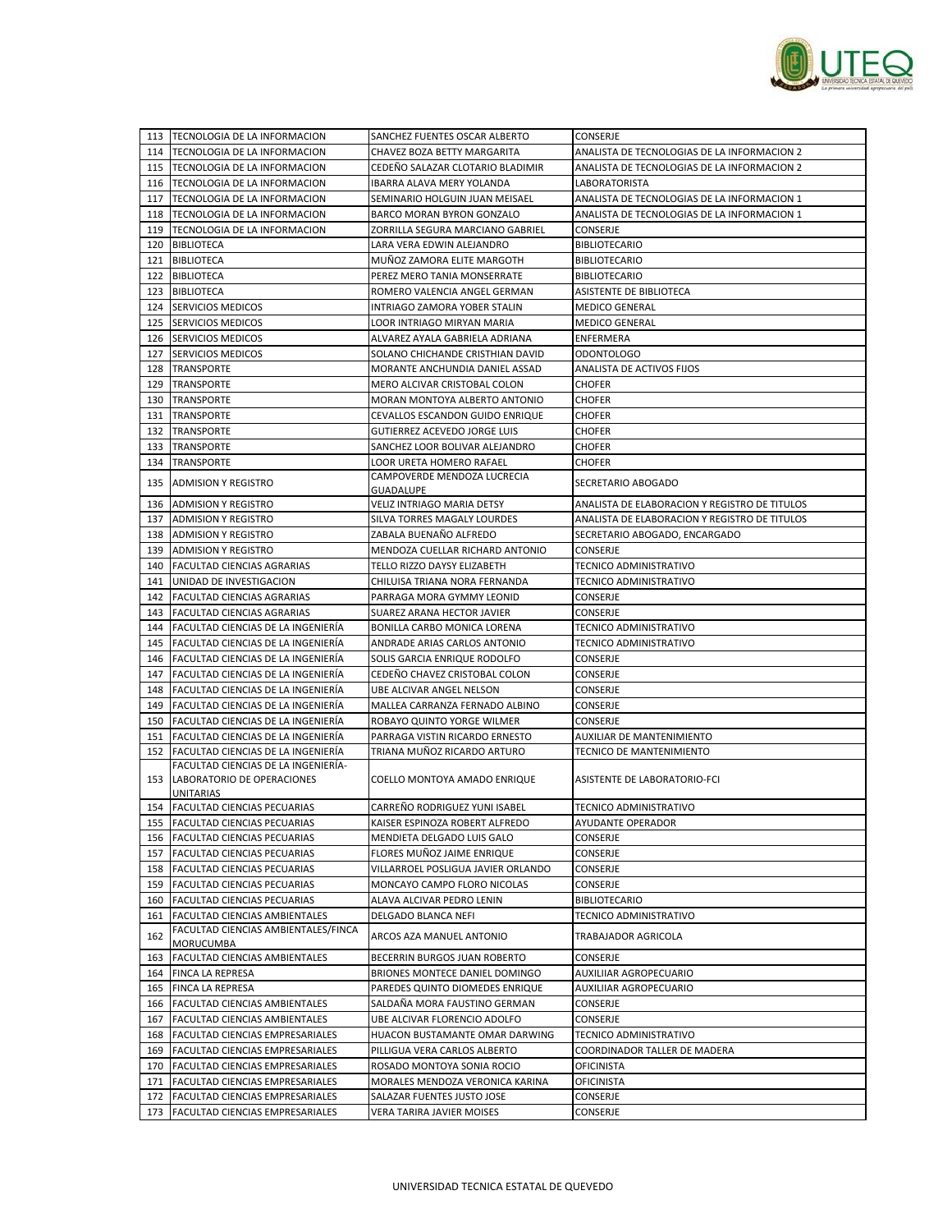| 113 | TECNOLOGIA DE LA INFORMACION | SANCHEZ FUENTES OSCAR ALBERTO | CONSERJE |
|---|---|---|---|
| 114 | TECNOLOGIA DE LA INFORMACION | CHAVEZ BOZA BETTY MARGARITA | ANALISTA DE TECNOLOGIAS DE LA INFORMACION 2 |
| 115 | TECNOLOGIA DE LA INFORMACION | CEDEÑO SALAZAR CLOTARIO BLADIMIR | ANALISTA DE TECNOLOGIAS DE LA INFORMACION 2 |
| 116 | TECNOLOGIA DE LA INFORMACION | IBARRA ALAVA MERY YOLANDA | LABORATORISTA |
| 117 | TECNOLOGIA DE LA INFORMACION | SEMINARIO HOLGUIN JUAN MEISAEL | ANALISTA DE TECNOLOGIAS DE LA INFORMACION 1 |
| 118 | TECNOLOGIA DE LA INFORMACION | BARCO MORAN BYRON GONZALO | ANALISTA DE TECNOLOGIAS DE LA INFORMACION 1 |
| 119 | TECNOLOGIA DE LA INFORMACION | ZORRILLA SEGURA MARCIANO GABRIEL | CONSERJE |
| 120 | BIBLIOTECA | LARA VERA EDWIN ALEJANDRO | BIBLIOTECARIO |
| 121 | BIBLIOTECA | MUÑOZ ZAMORA ELITE MARGOTH | BIBLIOTECARIO |
| 122 | BIBLIOTECA | PEREZ MERO TANIA MONSERRATE | BIBLIOTECARIO |
| 123 | BIBLIOTECA | ROMERO VALENCIA ANGEL GERMAN | ASISTENTE DE BIBLIOTECA |
| 124 | SERVICIOS MEDICOS | INTRIAGO ZAMORA YOBER STALIN | MEDICO GENERAL |
| 125 | SERVICIOS MEDICOS | LOOR INTRIAGO MIRYAN MARIA | MEDICO GENERAL |
| 126 | SERVICIOS MEDICOS | ALVAREZ AYALA GABRIELA ADRIANA | ENFERMERA |
| 127 | SERVICIOS MEDICOS | SOLANO CHICHANDE CRISTHIAN DAVID | ODONTOLOGO |
| 128 | TRANSPORTE | MORANTE ANCHUNDIA DANIEL ASSAD | ANALISTA DE ACTIVOS FIJOS |
| 129 | TRANSPORTE | MERO ALCIVAR CRISTOBAL COLON | CHOFER |
| 130 | TRANSPORTE | MORAN MONTOYA ALBERTO ANTONIO | CHOFER |
| 131 | TRANSPORTE | CEVALLOS ESCANDON GUIDO ENRIQUE | CHOFER |
| 132 | TRANSPORTE | GUTIERREZ ACEVEDO JORGE LUIS | CHOFER |
| 133 | TRANSPORTE | SANCHEZ LOOR BOLIVAR ALEJANDRO | CHOFER |
| 134 | TRANSPORTE | LOOR URETA HOMERO RAFAEL | CHOFER |
| 135 | ADMISION Y REGISTRO | CAMPOVERDE MENDOZA LUCRECIA GUADALUPE | SECRETARIO ABOGADO |
| 136 | ADMISION Y REGISTRO | VELIZ INTRIAGO MARIA DETSY | ANALISTA DE ELABORACION Y REGISTRO DE TITULOS |
| 137 | ADMISION Y REGISTRO | SILVA TORRES MAGALY LOURDES | ANALISTA DE ELABORACION Y REGISTRO DE TITULOS |
| 138 | ADMISION Y REGISTRO | ZABALA BUENAÑO ALFREDO | SECRETARIO ABOGADO, ENCARGADO |
| 139 | ADMISION Y REGISTRO | MENDOZA CUELLAR RICHARD ANTONIO | CONSERJE |
| 140 | FACULTAD CIENCIAS AGRARIAS | TELLO RIZZO DAYSY ELIZABETH | TECNICO ADMINISTRATIVO |
| 141 | UNIDAD DE INVESTIGACION | CHILUISA TRIANA NORA FERNANDA | TECNICO ADMINISTRATIVO |
| 142 | FACULTAD CIENCIAS AGRARIAS | PARRAGA MORA GYMMY LEONID | CONSERJE |
| 143 | FACULTAD CIENCIAS AGRARIAS | SUAREZ ARANA HECTOR JAVIER | CONSERJE |
| 144 | FACULTAD CIENCIAS DE LA INGENIERÍA | BONILLA CARBO MONICA LORENA | TECNICO ADMINISTRATIVO |
| 145 | FACULTAD CIENCIAS DE LA INGENIERÍA | ANDRADE ARIAS CARLOS ANTONIO | TECNICO ADMINISTRATIVO |
| 146 | FACULTAD CIENCIAS DE LA INGENIERÍA | SOLIS GARCIA ENRIQUE RODOLFO | CONSERJE |
| 147 | FACULTAD CIENCIAS DE LA INGENIERÍA | CEDEÑO CHAVEZ CRISTOBAL COLON | CONSERJE |
| 148 | FACULTAD CIENCIAS DE LA INGENIERÍA | UBE ALCIVAR ANGEL NELSON | CONSERJE |
| 149 | FACULTAD CIENCIAS DE LA INGENIERÍA | MALLEA CARRANZA FERNADO ALBINO | CONSERJE |
| 150 | FACULTAD CIENCIAS DE LA INGENIERÍA | ROBAYO QUINTO YORGE WILMER | CONSERJE |
| 151 | FACULTAD CIENCIAS DE LA INGENIERÍA | PARRAGA VISTIN RICARDO ERNESTO | AUXILIAR DE MANTENIMIENTO |
| 152 | FACULTAD CIENCIAS DE LA INGENIERÍA | TRIANA MUÑOZ RICARDO ARTURO | TECNICO DE MANTENIMIENTO |
| 153 | FACULTAD CIENCIAS DE LA INGENIERÍA-LABORATORIO DE OPERACIONES UNITARIAS | COELLO MONTOYA AMADO ENRIQUE | ASISTENTE DE LABORATORIO-FCI |
| 154 | FACULTAD CIENCIAS PECUARIAS | CARREÑO RODRIGUEZ YUNI ISABEL | TECNICO ADMINISTRATIVO |
| 155 | FACULTAD CIENCIAS PECUARIAS | KAISER ESPINOZA ROBERT ALFREDO | AYUDANTE OPERADOR |
| 156 | FACULTAD CIENCIAS PECUARIAS | MENDIETA DELGADO LUIS GALO | CONSERJE |
| 157 | FACULTAD CIENCIAS PECUARIAS | FLORES MUÑOZ JAIME ENRIQUE | CONSERJE |
| 158 | FACULTAD CIENCIAS PECUARIAS | VILLARROEL POSLIGUA JAVIER ORLANDO | CONSERJE |
| 159 | FACULTAD CIENCIAS PECUARIAS | MONCAYO CAMPO FLORO NICOLAS | CONSERJE |
| 160 | FACULTAD CIENCIAS PECUARIAS | ALAVA ALCIVAR PEDRO LENIN | BIBLIOTECARIO |
| 161 | FACULTAD CIENCIAS AMBIENTALES | DELGADO BLANCA NEFI | TECNICO ADMINISTRATIVO |
| 162 | FACULTAD CIENCIAS AMBIENTALES/FINCA MORUCUMBA | ARCOS AZA MANUEL ANTONIO | TRABAJADOR AGRICOLA |
| 163 | FACULTAD CIENCIAS AMBIENTALES | BECERRIN BURGOS JUAN ROBERTO | CONSERJE |
| 164 | FINCA LA REPRESA | BRIONES MONTECE DANIEL DOMINGO | AUXILIIAR AGROPECUARIO |
| 165 | FINCA LA REPRESA | PAREDES QUINTO DIOMEDES ENRIQUE | AUXILIIAR AGROPECUARIO |
| 166 | FACULTAD CIENCIAS AMBIENTALES | SALDAÑA MORA FAUSTINO GERMAN | CONSERJE |
| 167 | FACULTAD CIENCIAS AMBIENTALES | UBE ALCIVAR FLORENCIO ADOLFO | CONSERJE |
| 168 | FACULTAD CIENCIAS EMPRESARIALES | HUACON BUSTAMANTE OMAR DARWING | TECNICO ADMINISTRATIVO |
| 169 | FACULTAD CIENCIAS EMPRESARIALES | PILLIGUA VERA CARLOS ALBERTO | COORDINADOR TALLER DE MADERA |
| 170 | FACULTAD CIENCIAS EMPRESARIALES | ROSADO MONTOYA SONIA ROCIO | OFICINISTA |
| 171 | FACULTAD CIENCIAS EMPRESARIALES | MORALES MENDOZA VERONICA KARINA | OFICINISTA |
| 172 | FACULTAD CIENCIAS EMPRESARIALES | SALAZAR FUENTES JUSTO JOSE | CONSERJE |
| 173 | FACULTAD CIENCIAS EMPRESARIALES | VERA TARIRA JAVIER MOISES | CONSERJE |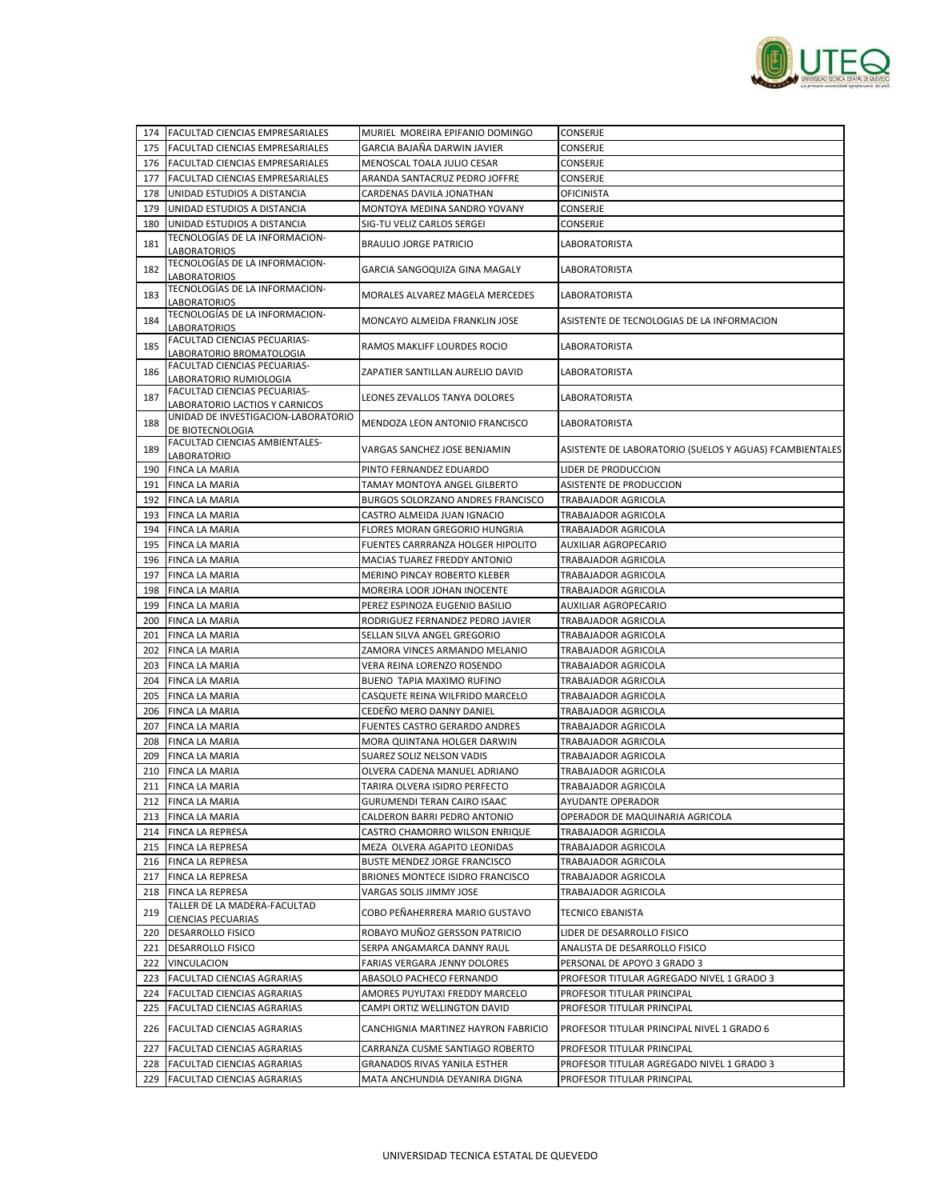| 174 | FACULTAD CIENCIAS EMPRESARIALES | MURIEL MOREIRA EPIFANIO DOMINGO | CONSERJE |
|---|---|---|---|
| 175 | FACULTAD CIENCIAS EMPRESARIALES | GARCIA BAJAÑA DARWIN JAVIER | CONSERJE |
| 176 | FACULTAD CIENCIAS EMPRESARIALES | MENOSCAL TOALA JULIO CESAR | CONSERJE |
| 177 | FACULTAD CIENCIAS EMPRESARIALES | ARANDA SANTACRUZ PEDRO JOFFRE | CONSERJE |
| 178 | UNIDAD ESTUDIOS A DISTANCIA | CARDENAS DAVILA JONATHAN | OFICINISTA |
| 179 | UNIDAD ESTUDIOS A DISTANCIA | MONTOYA MEDINA SANDRO YOVANY | CONSERJE |
| 180 | UNIDAD ESTUDIOS A DISTANCIA | SIG-TU VELIZ CARLOS SERGEI | CONSERJE |
| 181 | TECNOLOGÍAS DE LA INFORMACION-LABORATORIOS | BRAULIO JORGE PATRICIO | LABORATORISTA |
| 182 | TECNOLOGÍAS DE LA INFORMACION-LABORATORIOS | GARCIA SANGOQUIZA GINA MAGALY | LABORATORISTA |
| 183 | TECNOLOGÍAS DE LA INFORMACION-LABORATORIOS | MORALES ALVAREZ MAGELA MERCEDES | LABORATORISTA |
| 184 | TECNOLOGÍAS DE LA INFORMACION-LABORATORIOS | MONCAYO ALMEIDA FRANKLIN JOSE | ASISTENTE DE TECNOLOGIAS DE LA INFORMACION |
| 185 | FACULTAD CIENCIAS PECUARIAS-LABORATORIO BROMATOLOGIA | RAMOS MAKLIFF LOURDES ROCIO | LABORATORISTA |
| 186 | FACULTAD CIENCIAS PECUARIAS-LABORATORIO RUMIOLOGIA | ZAPATIER SANTILLAN AURELIO DAVID | LABORATORISTA |
| 187 | FACULTAD CIENCIAS PECUARIAS-LABORATORIO LACTIOS Y CARNICOS | LEONES ZEVALLOS TANYA DOLORES | LABORATORISTA |
| 188 | UNIDAD DE INVESTIGACION-LABORATORIO DE BIOTECNOLOGIA | MENDOZA LEON ANTONIO FRANCISCO | LABORATORISTA |
| 189 | FACULTAD CIENCIAS AMBIENTALES-LABORATORIO | VARGAS SANCHEZ JOSE BENJAMIN | ASISTENTE DE LABORATORIO (SUELOS Y AGUAS) FCAMBIENTALES |
| 190 | FINCA LA MARIA | PINTO FERNANDEZ EDUARDO | LIDER DE PRODUCCION |
| 191 | FINCA LA MARIA | TAMAY MONTOYA ANGEL GILBERTO | ASISTENTE DE PRODUCCION |
| 192 | FINCA LA MARIA | BURGOS SOLORZANO ANDRES FRANCISCO | TRABAJADOR AGRICOLA |
| 193 | FINCA LA MARIA | CASTRO ALMEIDA JUAN IGNACIO | TRABAJADOR AGRICOLA |
| 194 | FINCA LA MARIA | FLORES MORAN GREGORIO HUNGRIA | TRABAJADOR AGRICOLA |
| 195 | FINCA LA MARIA | FUENTES CARRRANZA HOLGER HIPOLITO | AUXILIAR AGROPECARIO |
| 196 | FINCA LA MARIA | MACIAS TUAREZ FREDDY ANTONIO | TRABAJADOR AGRICOLA |
| 197 | FINCA LA MARIA | MERINO PINCAY ROBERTO KLEBER | TRABAJADOR AGRICOLA |
| 198 | FINCA LA MARIA | MOREIRA LOOR JOHAN INOCENTE | TRABAJADOR AGRICOLA |
| 199 | FINCA LA MARIA | PEREZ ESPINOZA EUGENIO BASILIO | AUXILIAR AGROPECARIO |
| 200 | FINCA LA MARIA | RODRIGUEZ FERNANDEZ PEDRO JAVIER | TRABAJADOR AGRICOLA |
| 201 | FINCA LA MARIA | SELLAN SILVA ANGEL GREGORIO | TRABAJADOR AGRICOLA |
| 202 | FINCA LA MARIA | ZAMORA VINCES ARMANDO MELANIO | TRABAJADOR AGRICOLA |
| 203 | FINCA LA MARIA | VERA REINA LORENZO ROSENDO | TRABAJADOR AGRICOLA |
| 204 | FINCA LA MARIA | BUENO TAPIA MAXIMO RUFINO | TRABAJADOR AGRICOLA |
| 205 | FINCA LA MARIA | CASQUETE REINA WILFRIDO MARCELO | TRABAJADOR AGRICOLA |
| 206 | FINCA LA MARIA | CEDEÑO MERO DANNY DANIEL | TRABAJADOR AGRICOLA |
| 207 | FINCA LA MARIA | FUENTES CASTRO GERARDO ANDRES | TRABAJADOR AGRICOLA |
| 208 | FINCA LA MARIA | MORA QUINTANA HOLGER DARWIN | TRABAJADOR AGRICOLA |
| 209 | FINCA LA MARIA | SUAREZ SOLIZ NELSON VADIS | TRABAJADOR AGRICOLA |
| 210 | FINCA LA MARIA | OLVERA CADENA MANUEL ADRIANO | TRABAJADOR AGRICOLA |
| 211 | FINCA LA MARIA | TARIRA OLVERA ISIDRO PERFECTO | TRABAJADOR AGRICOLA |
| 212 | FINCA LA MARIA | GURUMENDI TERAN CAIRO ISAAC | AYUDANTE OPERADOR |
| 213 | FINCA LA MARIA | CALDERON BARRI PEDRO ANTONIO | OPERADOR DE MAQUINARIA AGRICOLA |
| 214 | FINCA LA REPRESA | CASTRO CHAMORRO WILSON ENRIQUE | TRABAJADOR AGRICOLA |
| 215 | FINCA LA REPRESA | MEZA OLVERA AGAPITO LEONIDAS | TRABAJADOR AGRICOLA |
| 216 | FINCA LA REPRESA | BUSTE MENDEZ JORGE FRANCISCO | TRABAJADOR AGRICOLA |
| 217 | FINCA LA REPRESA | BRIONES MONTECE ISIDRO FRANCISCO | TRABAJADOR AGRICOLA |
| 218 | FINCA LA REPRESA | VARGAS SOLIS JIMMY JOSE | TRABAJADOR AGRICOLA |
| 219 | TALLER DE LA MADERA-FACULTAD CIENCIAS PECUARIAS | COBO PEÑAHERRERA MARIO GUSTAVO | TECNICO EBANISTA |
| 220 | DESARROLLO FISICO | ROBAYO MUÑOZ GERSSON PATRICIO | LIDER DE DESARROLLO FISICO |
| 221 | DESARROLLO FISICO | SERPA ANGAMARCA DANNY RAUL | ANALISTA DE DESARROLLO FISICO |
| 222 | VINCULACION | FARIAS VERGARA JENNY DOLORES | PERSONAL DE APOYO 3 GRADO 3 |
| 223 | FACULTAD CIENCIAS AGRARIAS | ABASOLO PACHECO FERNANDO | PROFESOR TITULAR AGREGADO NIVEL 1 GRADO 3 |
| 224 | FACULTAD CIENCIAS AGRARIAS | AMORES PUYUTAXI FREDDY MARCELO | PROFESOR TITULAR PRINCIPAL |
| 225 | FACULTAD CIENCIAS AGRARIAS | CAMPI ORTIZ WELLINGTON DAVID | PROFESOR TITULAR PRINCIPAL |
| 226 | FACULTAD CIENCIAS AGRARIAS | CANCHIGNIA MARTINEZ HAYRON FABRICIO | PROFESOR TITULAR PRINCIPAL NIVEL 1 GRADO 6 |
| 227 | FACULTAD CIENCIAS AGRARIAS | CARRANZA CUSME SANTIAGO ROBERTO | PROFESOR TITULAR PRINCIPAL |
| 228 | FACULTAD CIENCIAS AGRARIAS | GRANADOS RIVAS YANILA ESTHER | PROFESOR TITULAR AGREGADO NIVEL 1 GRADO 3 |
| 229 | FACULTAD CIENCIAS AGRARIAS | MATA ANCHUNDIA DEYANIRA DIGNA | PROFESOR TITULAR PRINCIPAL |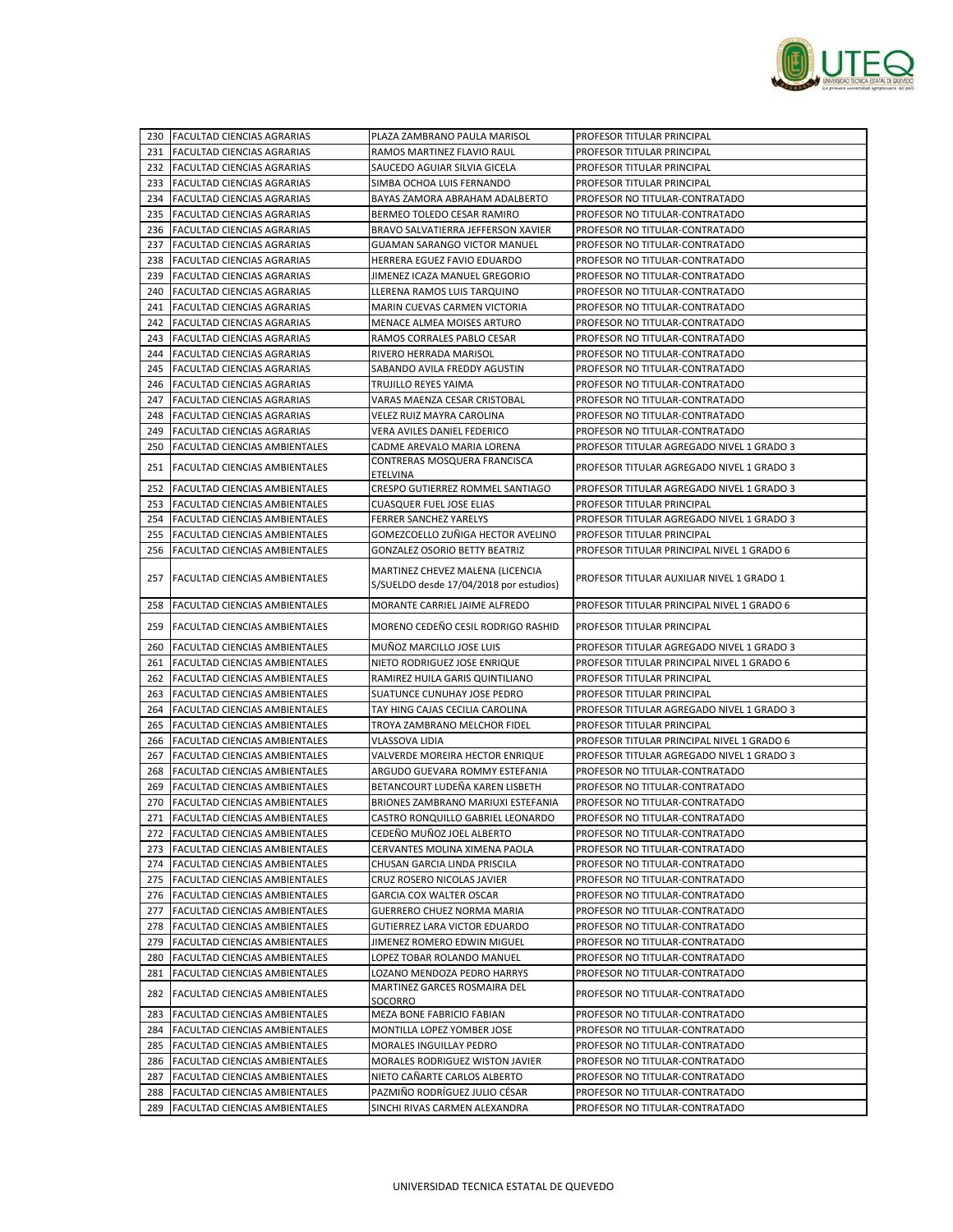| 230 | FACULTAD CIENCIAS AGRARIAS | PLAZA ZAMBRANO PAULA MARISOL | PROFESOR TITULAR PRINCIPAL |
|---|---|---|---|
| 231 | FACULTAD CIENCIAS AGRARIAS | RAMOS MARTINEZ FLAVIO RAUL | PROFESOR TITULAR PRINCIPAL |
| 232 | FACULTAD CIENCIAS AGRARIAS | SAUCEDO AGUIAR SILVIA GICELA | PROFESOR TITULAR PRINCIPAL |
| 233 | FACULTAD CIENCIAS AGRARIAS | SIMBA OCHOA LUIS FERNANDO | PROFESOR TITULAR PRINCIPAL |
| 234 | FACULTAD CIENCIAS AGRARIAS | BAYAS ZAMORA ABRAHAM ADALBERTO | PROFESOR NO TITULAR-CONTRATADO |
| 235 | FACULTAD CIENCIAS AGRARIAS | BERMEO TOLEDO CESAR RAMIRO | PROFESOR NO TITULAR-CONTRATADO |
| 236 | FACULTAD CIENCIAS AGRARIAS | BRAVO SALVATIERRA JEFFERSON XAVIER | PROFESOR NO TITULAR-CONTRATADO |
| 237 | FACULTAD CIENCIAS AGRARIAS | GUAMAN SARANGO VICTOR MANUEL | PROFESOR NO TITULAR-CONTRATADO |
| 238 | FACULTAD CIENCIAS AGRARIAS | HERRERA EGUEZ FAVIO EDUARDO | PROFESOR NO TITULAR-CONTRATADO |
| 239 | FACULTAD CIENCIAS AGRARIAS | JIMENEZ ICAZA MANUEL GREGORIO | PROFESOR NO TITULAR-CONTRATADO |
| 240 | FACULTAD CIENCIAS AGRARIAS | LLERENA RAMOS LUIS TARQUINO | PROFESOR NO TITULAR-CONTRATADO |
| 241 | FACULTAD CIENCIAS AGRARIAS | MARIN CUEVAS CARMEN VICTORIA | PROFESOR NO TITULAR-CONTRATADO |
| 242 | FACULTAD CIENCIAS AGRARIAS | MENACE ALMEA MOISES ARTURO | PROFESOR NO TITULAR-CONTRATADO |
| 243 | FACULTAD CIENCIAS AGRARIAS | RAMOS CORRALES PABLO CESAR | PROFESOR NO TITULAR-CONTRATADO |
| 244 | FACULTAD CIENCIAS AGRARIAS | RIVERO HERRADA MARISOL | PROFESOR NO TITULAR-CONTRATADO |
| 245 | FACULTAD CIENCIAS AGRARIAS | SABANDO AVILA FREDDY AGUSTIN | PROFESOR NO TITULAR-CONTRATADO |
| 246 | FACULTAD CIENCIAS AGRARIAS | TRUJILLO REYES YAIMA | PROFESOR NO TITULAR-CONTRATADO |
| 247 | FACULTAD CIENCIAS AGRARIAS | VARAS MAENZA CESAR CRISTOBAL | PROFESOR NO TITULAR-CONTRATADO |
| 248 | FACULTAD CIENCIAS AGRARIAS | VELEZ RUIZ MAYRA CAROLINA | PROFESOR NO TITULAR-CONTRATADO |
| 249 | FACULTAD CIENCIAS AGRARIAS | VERA AVILES DANIEL FEDERICO | PROFESOR NO TITULAR-CONTRATADO |
| 250 | FACULTAD CIENCIAS AMBIENTALES | CADME AREVALO MARIA LORENA | PROFESOR TITULAR AGREGADO NIVEL 1 GRADO 3 |
| 251 | FACULTAD CIENCIAS AMBIENTALES | CONTRERAS MOSQUERA FRANCISCA ETELVINA | PROFESOR TITULAR AGREGADO NIVEL 1 GRADO 3 |
| 252 | FACULTAD CIENCIAS AMBIENTALES | CRESPO GUTIERREZ ROMMEL SANTIAGO | PROFESOR TITULAR AGREGADO NIVEL 1 GRADO 3 |
| 253 | FACULTAD CIENCIAS AMBIENTALES | CUASQUER FUEL JOSE ELIAS | PROFESOR TITULAR PRINCIPAL |
| 254 | FACULTAD CIENCIAS AMBIENTALES | FERRER SANCHEZ YARELYS | PROFESOR TITULAR AGREGADO NIVEL 1 GRADO 3 |
| 255 | FACULTAD CIENCIAS AMBIENTALES | GOMEZCOELLO ZUÑIGA HECTOR AVELINO | PROFESOR TITULAR PRINCIPAL |
| 256 | FACULTAD CIENCIAS AMBIENTALES | GONZALEZ OSORIO BETTY BEATRIZ | PROFESOR TITULAR PRINCIPAL NIVEL 1 GRADO 6 |
| 257 | FACULTAD CIENCIAS AMBIENTALES | MARTINEZ CHEVEZ MALENA (LICENCIA S/SUELDO desde 17/04/2018 por estudios) | PROFESOR TITULAR AUXILIAR NIVEL 1 GRADO 1 |
| 258 | FACULTAD CIENCIAS AMBIENTALES | MORANTE CARRIEL JAIME ALFREDO | PROFESOR TITULAR PRINCIPAL NIVEL 1 GRADO 6 |
| 259 | FACULTAD CIENCIAS AMBIENTALES | MORENO CEDEÑO CESIL RODRIGO RASHID | PROFESOR TITULAR PRINCIPAL |
| 260 | FACULTAD CIENCIAS AMBIENTALES | MUÑOZ MARCILLO JOSE LUIS | PROFESOR TITULAR AGREGADO NIVEL 1 GRADO 3 |
| 261 | FACULTAD CIENCIAS AMBIENTALES | NIETO RODRIGUEZ JOSE ENRIQUE | PROFESOR TITULAR PRINCIPAL NIVEL 1 GRADO 6 |
| 262 | FACULTAD CIENCIAS AMBIENTALES | RAMIREZ HUILA GARIS QUINTILIANO | PROFESOR TITULAR PRINCIPAL |
| 263 | FACULTAD CIENCIAS AMBIENTALES | SUATUNCE CUNUHAY JOSE PEDRO | PROFESOR TITULAR PRINCIPAL |
| 264 | FACULTAD CIENCIAS AMBIENTALES | TAY HING CAJAS CECILIA CAROLINA | PROFESOR TITULAR AGREGADO NIVEL 1 GRADO 3 |
| 265 | FACULTAD CIENCIAS AMBIENTALES | TROYA ZAMBRANO MELCHOR FIDEL | PROFESOR TITULAR PRINCIPAL |
| 266 | FACULTAD CIENCIAS AMBIENTALES | VLASSOVA LIDIA | PROFESOR TITULAR PRINCIPAL NIVEL 1 GRADO 6 |
| 267 | FACULTAD CIENCIAS AMBIENTALES | VALVERDE MOREIRA HECTOR ENRIQUE | PROFESOR TITULAR AGREGADO NIVEL 1 GRADO 3 |
| 268 | FACULTAD CIENCIAS AMBIENTALES | ARGUDO GUEVARA ROMMY ESTEFANIA | PROFESOR NO TITULAR-CONTRATADO |
| 269 | FACULTAD CIENCIAS AMBIENTALES | BETANCOURT LUDEÑA KAREN LISBETH | PROFESOR NO TITULAR-CONTRATADO |
| 270 | FACULTAD CIENCIAS AMBIENTALES | BRIONES ZAMBRANO MARIUXI ESTEFANIA | PROFESOR NO TITULAR-CONTRATADO |
| 271 | FACULTAD CIENCIAS AMBIENTALES | CASTRO RONQUILLO GABRIEL LEONARDO | PROFESOR NO TITULAR-CONTRATADO |
| 272 | FACULTAD CIENCIAS AMBIENTALES | CEDEÑO MUÑOZ JOEL ALBERTO | PROFESOR NO TITULAR-CONTRATADO |
| 273 | FACULTAD CIENCIAS AMBIENTALES | CERVANTES MOLINA XIMENA PAOLA | PROFESOR NO TITULAR-CONTRATADO |
| 274 | FACULTAD CIENCIAS AMBIENTALES | CHUSAN GARCIA LINDA PRISCILA | PROFESOR NO TITULAR-CONTRATADO |
| 275 | FACULTAD CIENCIAS AMBIENTALES | CRUZ ROSERO NICOLAS JAVIER | PROFESOR NO TITULAR-CONTRATADO |
| 276 | FACULTAD CIENCIAS AMBIENTALES | GARCIA COX WALTER OSCAR | PROFESOR NO TITULAR-CONTRATADO |
| 277 | FACULTAD CIENCIAS AMBIENTALES | GUERRERO CHUEZ NORMA MARIA | PROFESOR NO TITULAR-CONTRATADO |
| 278 | FACULTAD CIENCIAS AMBIENTALES | GUTIERREZ LARA VICTOR EDUARDO | PROFESOR NO TITULAR-CONTRATADO |
| 279 | FACULTAD CIENCIAS AMBIENTALES | JIMENEZ ROMERO EDWIN MIGUEL | PROFESOR NO TITULAR-CONTRATADO |
| 280 | FACULTAD CIENCIAS AMBIENTALES | LOPEZ TOBAR ROLANDO MANUEL | PROFESOR NO TITULAR-CONTRATADO |
| 281 | FACULTAD CIENCIAS AMBIENTALES | LOZANO MENDOZA PEDRO HARRYS | PROFESOR NO TITULAR-CONTRATADO |
| 282 | FACULTAD CIENCIAS AMBIENTALES | MARTINEZ GARCES ROSMAIRA DEL SOCORRO | PROFESOR NO TITULAR-CONTRATADO |
| 283 | FACULTAD CIENCIAS AMBIENTALES | MEZA BONE FABRICIO FABIAN | PROFESOR NO TITULAR-CONTRATADO |
| 284 | FACULTAD CIENCIAS AMBIENTALES | MONTILLA LOPEZ YOMBER JOSE | PROFESOR NO TITULAR-CONTRATADO |
| 285 | FACULTAD CIENCIAS AMBIENTALES | MORALES INGUILLAY PEDRO | PROFESOR NO TITULAR-CONTRATADO |
| 286 | FACULTAD CIENCIAS AMBIENTALES | MORALES RODRIGUEZ WISTON JAVIER | PROFESOR NO TITULAR-CONTRATADO |
| 287 | FACULTAD CIENCIAS AMBIENTALES | NIETO CAÑARTE CARLOS ALBERTO | PROFESOR NO TITULAR-CONTRATADO |
| 288 | FACULTAD CIENCIAS AMBIENTALES | PAZMIÑO RODRÍGUEZ JULIO CÉSAR | PROFESOR NO TITULAR-CONTRATADO |
| 289 | FACULTAD CIENCIAS AMBIENTALES | SINCHI RIVAS CARMEN ALEXANDRA | PROFESOR NO TITULAR-CONTRATADO |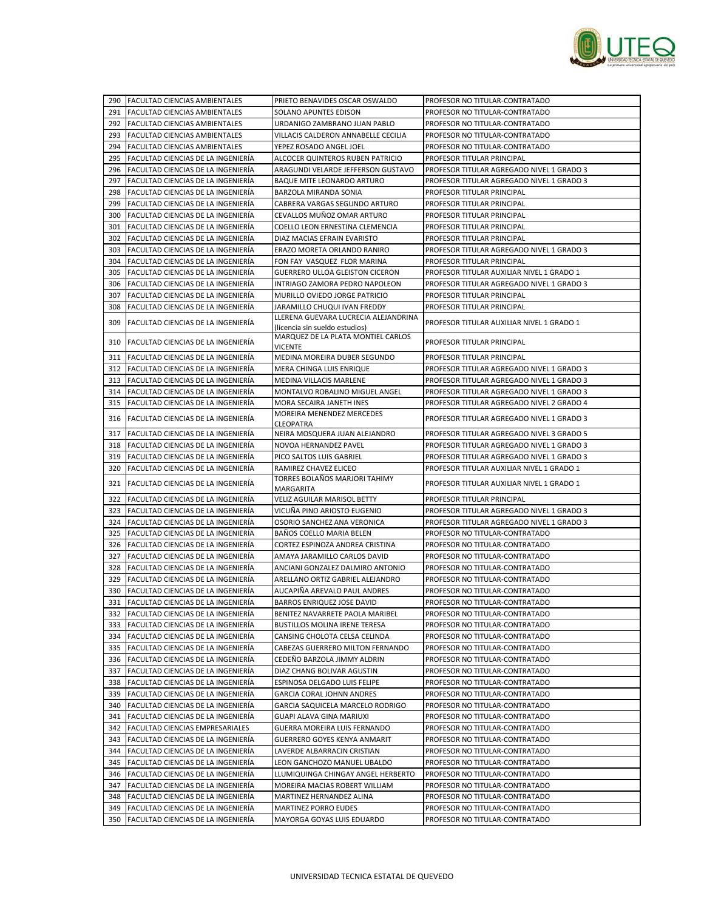| 290 | FACULTAD CIENCIAS AMBIENTALES | PRIETO BENAVIDES OSCAR OSWALDO | PROFESOR NO TITULAR-CONTRATADO |
|---|---|---|---|
| 291 | FACULTAD CIENCIAS AMBIENTALES | SOLANO APUNTES EDISON | PROFESOR NO TITULAR-CONTRATADO |
| 292 | FACULTAD CIENCIAS AMBIENTALES | URDANIGO ZAMBRANO JUAN PABLO | PROFESOR NO TITULAR-CONTRATADO |
| 293 | FACULTAD CIENCIAS AMBIENTALES | VILLACIS CALDERON ANNABELLE CECILIA | PROFESOR NO TITULAR-CONTRATADO |
| 294 | FACULTAD CIENCIAS AMBIENTALES | YEPEZ ROSADO ANGEL JOEL | PROFESOR NO TITULAR-CONTRATADO |
| 295 | FACULTAD CIENCIAS DE LA INGENIERÍA | ALCOCER QUINTEROS RUBEN PATRICIO | PROFESOR TITULAR PRINCIPAL |
| 296 | FACULTAD CIENCIAS DE LA INGENIERÍA | ARAGUNDI VELARDE JEFFERSON GUSTAVO | PROFESOR TITULAR AGREGADO NIVEL 1 GRADO 3 |
| 297 | FACULTAD CIENCIAS DE LA INGENIERÍA | BAQUE MITE LEONARDO ARTURO | PROFESOR TITULAR AGREGADO NIVEL 1 GRADO 3 |
| 298 | FACULTAD CIENCIAS DE LA INGENIERÍA | BARZOLA MIRANDA SONIA | PROFESOR TITULAR PRINCIPAL |
| 299 | FACULTAD CIENCIAS DE LA INGENIERÍA | CABRERA VARGAS SEGUNDO ARTURO | PROFESOR TITULAR PRINCIPAL |
| 300 | FACULTAD CIENCIAS DE LA INGENIERÍA | CEVALLOS MUÑOZ OMAR ARTURO | PROFESOR TITULAR PRINCIPAL |
| 301 | FACULTAD CIENCIAS DE LA INGENIERÍA | COELLO LEON ERNESTINA CLEMENCIA | PROFESOR TITULAR PRINCIPAL |
| 302 | FACULTAD CIENCIAS DE LA INGENIERÍA | DIAZ MACIAS EFRAIN EVARISTO | PROFESOR TITULAR PRINCIPAL |
| 303 | FACULTAD CIENCIAS DE LA INGENIERÍA | ERAZO MORETA ORLANDO RANIRO | PROFESOR TITULAR AGREGADO NIVEL 1 GRADO 3 |
| 304 | FACULTAD CIENCIAS DE LA INGENIERÍA | FON FAY VASQUEZ FLOR MARINA | PROFESOR TITULAR PRINCIPAL |
| 305 | FACULTAD CIENCIAS DE LA INGENIERÍA | GUERRERO ULLOA GLEISTON CICERON | PROFESOR TITULAR AUXILIAR NIVEL 1 GRADO 1 |
| 306 | FACULTAD CIENCIAS DE LA INGENIERÍA | INTRIAGO ZAMORA PEDRO NAPOLEON | PROFESOR TITULAR AGREGADO NIVEL 1 GRADO 3 |
| 307 | FACULTAD CIENCIAS DE LA INGENIERÍA | MURILLO OVIEDO JORGE PATRICIO | PROFESOR TITULAR PRINCIPAL |
| 308 | FACULTAD CIENCIAS DE LA INGENIERÍA | JARAMILLO CHUQUI IVAN FREDDY | PROFESOR TITULAR PRINCIPAL |
| 309 | FACULTAD CIENCIAS DE LA INGENIERÍA | LLERENA GUEVARA LUCRECIA ALEJANDRINA (licencia sin sueldo estudios) | PROFESOR TITULAR AUXILIAR NIVEL 1 GRADO 1 |
| 310 | FACULTAD CIENCIAS DE LA INGENIERÍA | MARQUEZ DE LA PLATA MONTIEL CARLOS VICENTE | PROFESOR TITULAR PRINCIPAL |
| 311 | FACULTAD CIENCIAS DE LA INGENIERÍA | MEDINA MOREIRA DUBER SEGUNDO | PROFESOR TITULAR PRINCIPAL |
| 312 | FACULTAD CIENCIAS DE LA INGENIERÍA | MERA CHINGA LUIS ENRIQUE | PROFESOR TITULAR AGREGADO NIVEL 1 GRADO 3 |
| 313 | FACULTAD CIENCIAS DE LA INGENIERÍA | MEDINA VILLACIS MARLENE | PROFESOR TITULAR AGREGADO NIVEL 1 GRADO 3 |
| 314 | FACULTAD CIENCIAS DE LA INGENIERÍA | MONTALVO ROBALINO MIGUEL ANGEL | PROFESOR TITULAR AGREGADO NIVEL 1 GRADO 3 |
| 315 | FACULTAD CIENCIAS DE LA INGENIERÍA | MORA SECAIRA JANETH INES | PROFESOR TITULAR AGREGADO NIVEL 2 GRADO 4 |
| 316 | FACULTAD CIENCIAS DE LA INGENIERÍA | MOREIRA MENENDEZ MERCEDES CLEOPATRA | PROFESOR TITULAR AGREGADO NIVEL 1 GRADO 3 |
| 317 | FACULTAD CIENCIAS DE LA INGENIERÍA | NEIRA MOSQUERA JUAN ALEJANDRO | PROFESOR TITULAR AGREGADO NIVEL 3 GRADO 5 |
| 318 | FACULTAD CIENCIAS DE LA INGENIERÍA | NOVOA HERNANDEZ PAVEL | PROFESOR TITULAR AGREGADO NIVEL 1 GRADO 3 |
| 319 | FACULTAD CIENCIAS DE LA INGENIERÍA | PICO SALTOS LUIS GABRIEL | PROFESOR TITULAR AGREGADO NIVEL 1 GRADO 3 |
| 320 | FACULTAD CIENCIAS DE LA INGENIERÍA | RAMIREZ CHAVEZ ELICEO | PROFESOR TITULAR AUXILIAR NIVEL 1 GRADO 1 |
| 321 | FACULTAD CIENCIAS DE LA INGENIERÍA | TORRES BOLAÑOS MARJORI TAHIMY MARGARITA | PROFESOR TITULAR AUXILIAR NIVEL 1 GRADO 1 |
| 322 | FACULTAD CIENCIAS DE LA INGENIERÍA | VELIZ AGUILAR MARISOL BETTY | PROFESOR TITULAR PRINCIPAL |
| 323 | FACULTAD CIENCIAS DE LA INGENIERÍA | VICUÑA PINO ARIOSTO EUGENIO | PROFESOR TITULAR AGREGADO NIVEL 1 GRADO 3 |
| 324 | FACULTAD CIENCIAS DE LA INGENIERÍA | OSORIO SANCHEZ ANA VERONICA | PROFESOR TITULAR AGREGADO NIVEL 1 GRADO 3 |
| 325 | FACULTAD CIENCIAS DE LA INGENIERÍA | BAÑOS COELLO MARIA BELEN | PROFESOR NO TITULAR-CONTRATADO |
| 326 | FACULTAD CIENCIAS DE LA INGENIERÍA | CORTEZ ESPINOZA ANDREA CRISTINA | PROFESOR NO TITULAR-CONTRATADO |
| 327 | FACULTAD CIENCIAS DE LA INGENIERÍA | AMAYA JARAMILLO CARLOS DAVID | PROFESOR NO TITULAR-CONTRATADO |
| 328 | FACULTAD CIENCIAS DE LA INGENIERÍA | ANCIANI GONZALEZ DALMIRO ANTONIO | PROFESOR NO TITULAR-CONTRATADO |
| 329 | FACULTAD CIENCIAS DE LA INGENIERÍA | ARELLANO ORTIZ GABRIEL ALEJANDRO | PROFESOR NO TITULAR-CONTRATADO |
| 330 | FACULTAD CIENCIAS DE LA INGENIERÍA | AUCAPIÑA AREVALO PAUL ANDRES | PROFESOR NO TITULAR-CONTRATADO |
| 331 | FACULTAD CIENCIAS DE LA INGENIERÍA | BARROS ENRIQUEZ JOSE DAVID | PROFESOR NO TITULAR-CONTRATADO |
| 332 | FACULTAD CIENCIAS DE LA INGENIERÍA | BENITEZ NAVARRETE PAOLA MARIBEL | PROFESOR NO TITULAR-CONTRATADO |
| 333 | FACULTAD CIENCIAS DE LA INGENIERÍA | BUSTILLOS MOLINA IRENE TERESA | PROFESOR NO TITULAR-CONTRATADO |
| 334 | FACULTAD CIENCIAS DE LA INGENIERÍA | CANSING CHOLOTA CELSA CELINDA | PROFESOR NO TITULAR-CONTRATADO |
| 335 | FACULTAD CIENCIAS DE LA INGENIERÍA | CABEZAS GUERRERO MILTON FERNANDO | PROFESOR NO TITULAR-CONTRATADO |
| 336 | FACULTAD CIENCIAS DE LA INGENIERÍA | CEDEÑO BARZOLA JIMMY ALDRIN | PROFESOR NO TITULAR-CONTRATADO |
| 337 | FACULTAD CIENCIAS DE LA INGENIERÍA | DIAZ CHANG BOLIVAR AGUSTIN | PROFESOR NO TITULAR-CONTRATADO |
| 338 | FACULTAD CIENCIAS DE LA INGENIERÍA | ESPINOSA DELGADO LUIS FELIPE | PROFESOR NO TITULAR-CONTRATADO |
| 339 | FACULTAD CIENCIAS DE LA INGENIERÍA | GARCIA CORAL JOHNN ANDRES | PROFESOR NO TITULAR-CONTRATADO |
| 340 | FACULTAD CIENCIAS DE LA INGENIERÍA | GARCIA SAQUICELA MARCELO RODRIGO | PROFESOR NO TITULAR-CONTRATADO |
| 341 | FACULTAD CIENCIAS DE LA INGENIERÍA | GUAPI ALAVA GINA MARIUXI | PROFESOR NO TITULAR-CONTRATADO |
| 342 | FACULTAD CIENCIAS EMPRESARIALES | GUERRA MOREIRA LUIS FERNANDO | PROFESOR NO TITULAR-CONTRATADO |
| 343 | FACULTAD CIENCIAS DE LA INGENIERÍA | GUERRERO GOYES KENYA ANMARIT | PROFESOR NO TITULAR-CONTRATADO |
| 344 | FACULTAD CIENCIAS DE LA INGENIERÍA | LAVERDE ALBARRACIN CRISTIAN | PROFESOR NO TITULAR-CONTRATADO |
| 345 | FACULTAD CIENCIAS DE LA INGENIERÍA | LEON GANCHOZO MANUEL UBALDO | PROFESOR NO TITULAR-CONTRATADO |
| 346 | FACULTAD CIENCIAS DE LA INGENIERÍA | LLUMIQUINGA CHINGAY ANGEL HERBERTO | PROFESOR NO TITULAR-CONTRATADO |
| 347 | FACULTAD CIENCIAS DE LA INGENIERÍA | MOREIRA MACIAS ROBERT WILLIAM | PROFESOR NO TITULAR-CONTRATADO |
| 348 | FACULTAD CIENCIAS DE LA INGENIERÍA | MARTINEZ HERNANDEZ ALINA | PROFESOR NO TITULAR-CONTRATADO |
| 349 | FACULTAD CIENCIAS DE LA INGENIERÍA | MARTINEZ PORRO EUDES | PROFESOR NO TITULAR-CONTRATADO |
| 350 | FACULTAD CIENCIAS DE LA INGENIERÍA | MAYORGA GOYAS LUIS EDUARDO | PROFESOR NO TITULAR-CONTRATADO |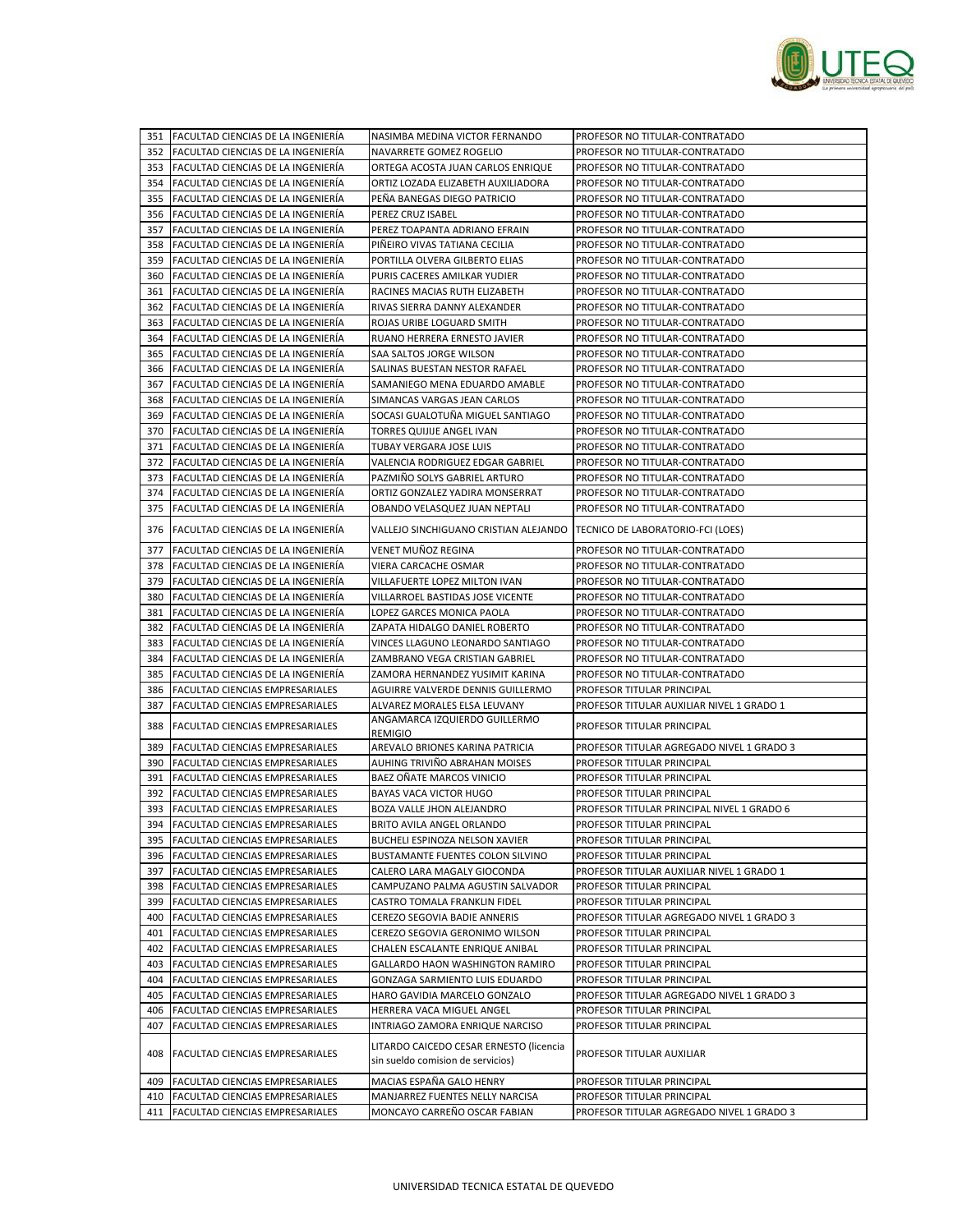| | | | |
|---|---|---|---|
| 351 | FACULTAD CIENCIAS DE LA INGENIERÍA | NASIMBA MEDINA VICTOR FERNANDO | PROFESOR NO TITULAR-CONTRATADO |
| 352 | FACULTAD CIENCIAS DE LA INGENIERÍA | NAVARRETE GOMEZ ROGELIO | PROFESOR NO TITULAR-CONTRATADO |
| 353 | FACULTAD CIENCIAS DE LA INGENIERÍA | ORTEGA ACOSTA JUAN CARLOS ENRIQUE | PROFESOR NO TITULAR-CONTRATADO |
| 354 | FACULTAD CIENCIAS DE LA INGENIERÍA | ORTIZ LOZADA ELIZABETH AUXILIADORA | PROFESOR NO TITULAR-CONTRATADO |
| 355 | FACULTAD CIENCIAS DE LA INGENIERÍA | PEÑA BANEGAS DIEGO PATRICIO | PROFESOR NO TITULAR-CONTRATADO |
| 356 | FACULTAD CIENCIAS DE LA INGENIERÍA | PEREZ CRUZ ISABEL | PROFESOR NO TITULAR-CONTRATADO |
| 357 | FACULTAD CIENCIAS DE LA INGENIERÍA | PEREZ TOAPANTA ADRIANO EFRAIN | PROFESOR NO TITULAR-CONTRATADO |
| 358 | FACULTAD CIENCIAS DE LA INGENIERÍA | PIÑEIRO VIVAS TATIANA CECILIA | PROFESOR NO TITULAR-CONTRATADO |
| 359 | FACULTAD CIENCIAS DE LA INGENIERÍA | PORTILLA OLVERA GILBERTO ELIAS | PROFESOR NO TITULAR-CONTRATADO |
| 360 | FACULTAD CIENCIAS DE LA INGENIERÍA | PURIS CACERES AMILKAR YUDIER | PROFESOR NO TITULAR-CONTRATADO |
| 361 | FACULTAD CIENCIAS DE LA INGENIERÍA | RACINES MACIAS RUTH ELIZABETH | PROFESOR NO TITULAR-CONTRATADO |
| 362 | FACULTAD CIENCIAS DE LA INGENIERÍA | RIVAS SIERRA DANNY ALEXANDER | PROFESOR NO TITULAR-CONTRATADO |
| 363 | FACULTAD CIENCIAS DE LA INGENIERÍA | ROJAS URIBE LOGUARD SMITH | PROFESOR NO TITULAR-CONTRATADO |
| 364 | FACULTAD CIENCIAS DE LA INGENIERÍA | RUANO HERRERA ERNESTO JAVIER | PROFESOR NO TITULAR-CONTRATADO |
| 365 | FACULTAD CIENCIAS DE LA INGENIERÍA | SAA SALTOS JORGE WILSON | PROFESOR NO TITULAR-CONTRATADO |
| 366 | FACULTAD CIENCIAS DE LA INGENIERÍA | SALINAS BUESTAN NESTOR RAFAEL | PROFESOR NO TITULAR-CONTRATADO |
| 367 | FACULTAD CIENCIAS DE LA INGENIERÍA | SAMANIEGO MENA EDUARDO AMABLE | PROFESOR NO TITULAR-CONTRATADO |
| 368 | FACULTAD CIENCIAS DE LA INGENIERÍA | SIMANCAS VARGAS JEAN CARLOS | PROFESOR NO TITULAR-CONTRATADO |
| 369 | FACULTAD CIENCIAS DE LA INGENIERÍA | SOCASI GUALOTUÑA MIGUEL SANTIAGO | PROFESOR NO TITULAR-CONTRATADO |
| 370 | FACULTAD CIENCIAS DE LA INGENIERÍA | TORRES QUIJIJE ANGEL IVAN | PROFESOR NO TITULAR-CONTRATADO |
| 371 | FACULTAD CIENCIAS DE LA INGENIERÍA | TUBAY VERGARA JOSE LUIS | PROFESOR NO TITULAR-CONTRATADO |
| 372 | FACULTAD CIENCIAS DE LA INGENIERÍA | VALENCIA RODRIGUEZ EDGAR GABRIEL | PROFESOR NO TITULAR-CONTRATADO |
| 373 | FACULTAD CIENCIAS DE LA INGENIERÍA | PAZMIÑO SOLYS GABRIEL ARTURO | PROFESOR NO TITULAR-CONTRATADO |
| 374 | FACULTAD CIENCIAS DE LA INGENIERÍA | ORTIZ GONZALEZ YADIRA MONSERRAT | PROFESOR NO TITULAR-CONTRATADO |
| 375 | FACULTAD CIENCIAS DE LA INGENIERÍA | OBANDO VELASQUEZ JUAN NEPTALI | PROFESOR NO TITULAR-CONTRATADO |
| 376 | FACULTAD CIENCIAS DE LA INGENIERÍA | VALLEJO SINCHIGUANO CRISTIAN ALEJANDO | TECNICO DE LABORATORIO-FCI (LOES) |
| 377 | FACULTAD CIENCIAS DE LA INGENIERÍA | VENET MUÑOZ REGINA | PROFESOR NO TITULAR-CONTRATADO |
| 378 | FACULTAD CIENCIAS DE LA INGENIERÍA | VIERA CARCACHE OSMAR | PROFESOR NO TITULAR-CONTRATADO |
| 379 | FACULTAD CIENCIAS DE LA INGENIERÍA | VILLAFUERTE LOPEZ MILTON IVAN | PROFESOR NO TITULAR-CONTRATADO |
| 380 | FACULTAD CIENCIAS DE LA INGENIERÍA | VILLARROEL BASTIDAS JOSE VICENTE | PROFESOR NO TITULAR-CONTRATADO |
| 381 | FACULTAD CIENCIAS DE LA INGENIERÍA | LOPEZ GARCES MONICA PAOLA | PROFESOR NO TITULAR-CONTRATADO |
| 382 | FACULTAD CIENCIAS DE LA INGENIERÍA | ZAPATA HIDALGO DANIEL ROBERTO | PROFESOR NO TITULAR-CONTRATADO |
| 383 | FACULTAD CIENCIAS DE LA INGENIERÍA | VINCES LLAGUNO LEONARDO SANTIAGO | PROFESOR NO TITULAR-CONTRATADO |
| 384 | FACULTAD CIENCIAS DE LA INGENIERÍA | ZAMBRANO VEGA CRISTIAN GABRIEL | PROFESOR NO TITULAR-CONTRATADO |
| 385 | FACULTAD CIENCIAS DE LA INGENIERÍA | ZAMORA HERNANDEZ YUSIMIT KARINA | PROFESOR NO TITULAR-CONTRATADO |
| 386 | FACULTAD CIENCIAS EMPRESARIALES | AGUIRRE VALVERDE DENNIS GUILLERMO | PROFESOR TITULAR PRINCIPAL |
| 387 | FACULTAD CIENCIAS EMPRESARIALES | ALVAREZ MORALES ELSA LEUVANY | PROFESOR TITULAR AUXILIAR NIVEL 1 GRADO 1 |
| 388 | FACULTAD CIENCIAS EMPRESARIALES | ANGAMARCA IZQUIERDO GUILLERMO REMIGIO | PROFESOR TITULAR PRINCIPAL |
| 389 | FACULTAD CIENCIAS EMPRESARIALES | AREVALO BRIONES KARINA PATRICIA | PROFESOR TITULAR AGREGADO NIVEL 1 GRADO 3 |
| 390 | FACULTAD CIENCIAS EMPRESARIALES | AUHING TRIVIÑO ABRAHAN MOISES | PROFESOR TITULAR PRINCIPAL |
| 391 | FACULTAD CIENCIAS EMPRESARIALES | BAEZ OÑATE MARCOS VINICIO | PROFESOR TITULAR PRINCIPAL |
| 392 | FACULTAD CIENCIAS EMPRESARIALES | BAYAS VACA VICTOR HUGO | PROFESOR TITULAR PRINCIPAL |
| 393 | FACULTAD CIENCIAS EMPRESARIALES | BOZA VALLE JHON ALEJANDRO | PROFESOR TITULAR PRINCIPAL NIVEL 1 GRADO 6 |
| 394 | FACULTAD CIENCIAS EMPRESARIALES | BRITO AVILA ANGEL ORLANDO | PROFESOR TITULAR PRINCIPAL |
| 395 | FACULTAD CIENCIAS EMPRESARIALES | BUCHELI ESPINOZA NELSON XAVIER | PROFESOR TITULAR PRINCIPAL |
| 396 | FACULTAD CIENCIAS EMPRESARIALES | BUSTAMANTE FUENTES COLON SILVINO | PROFESOR TITULAR PRINCIPAL |
| 397 | FACULTAD CIENCIAS EMPRESARIALES | CALERO LARA MAGALY GIOCONDA | PROFESOR TITULAR AUXILIAR NIVEL 1 GRADO 1 |
| 398 | FACULTAD CIENCIAS EMPRESARIALES | CAMPUZANO PALMA AGUSTIN SALVADOR | PROFESOR TITULAR PRINCIPAL |
| 399 | FACULTAD CIENCIAS EMPRESARIALES | CASTRO TOMALA FRANKLIN FIDEL | PROFESOR TITULAR PRINCIPAL |
| 400 | FACULTAD CIENCIAS EMPRESARIALES | CEREZO SEGOVIA BADIE ANNERIS | PROFESOR TITULAR AGREGADO NIVEL 1 GRADO 3 |
| 401 | FACULTAD CIENCIAS EMPRESARIALES | CEREZO SEGOVIA GERONIMO WILSON | PROFESOR TITULAR PRINCIPAL |
| 402 | FACULTAD CIENCIAS EMPRESARIALES | CHALEN ESCALANTE ENRIQUE ANIBAL | PROFESOR TITULAR PRINCIPAL |
| 403 | FACULTAD CIENCIAS EMPRESARIALES | GALLARDO HAON WASHINGTON RAMIRO | PROFESOR TITULAR PRINCIPAL |
| 404 | FACULTAD CIENCIAS EMPRESARIALES | GONZAGA SARMIENTO LUIS EDUARDO | PROFESOR TITULAR PRINCIPAL |
| 405 | FACULTAD CIENCIAS EMPRESARIALES | HARO GAVIDIA MARCELO GONZALO | PROFESOR TITULAR AGREGADO NIVEL 1 GRADO 3 |
| 406 | FACULTAD CIENCIAS EMPRESARIALES | HERRERA VACA MIGUEL ANGEL | PROFESOR TITULAR PRINCIPAL |
| 407 | FACULTAD CIENCIAS EMPRESARIALES | INTRIAGO ZAMORA ENRIQUE NARCISO | PROFESOR TITULAR PRINCIPAL |
| 408 | FACULTAD CIENCIAS EMPRESARIALES | LITARDO CAICEDO CESAR ERNESTO (licencia sin sueldo comision de servicios) | PROFESOR TITULAR AUXILIAR |
| 409 | FACULTAD CIENCIAS EMPRESARIALES | MACIAS ESPAÑA GALO HENRY | PROFESOR TITULAR PRINCIPAL |
| 410 | FACULTAD CIENCIAS EMPRESARIALES | MANJARREZ FUENTES NELLY NARCISA | PROFESOR TITULAR PRINCIPAL |
| 411 | FACULTAD CIENCIAS EMPRESARIALES | MONCAYO CARREÑO OSCAR FABIAN | PROFESOR TITULAR AGREGADO NIVEL 1 GRADO 3 |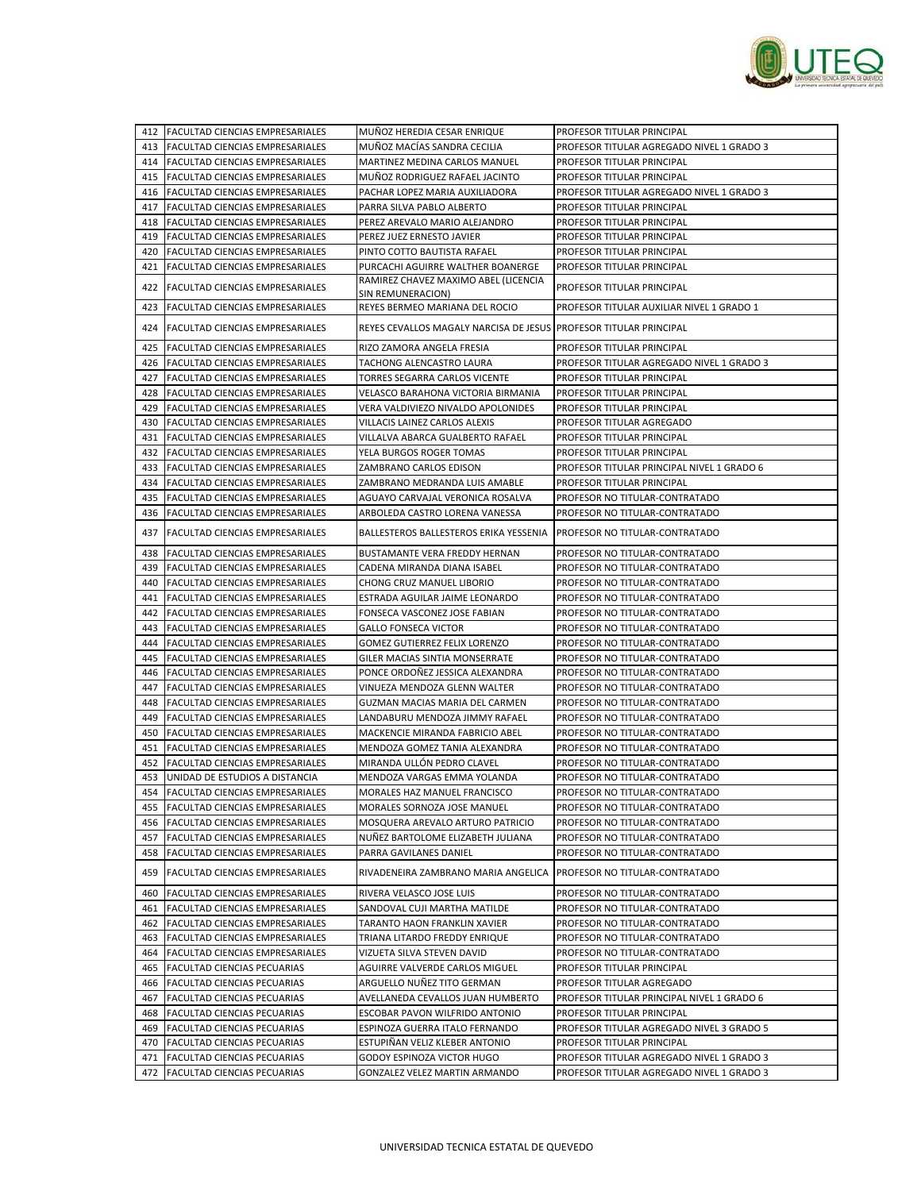| 412 | FACULTAD CIENCIAS EMPRESARIALES | MUÑOZ HEREDIA CESAR ENRIQUE | PROFESOR TITULAR PRINCIPAL |
|---|---|---|---|
| 413 | FACULTAD CIENCIAS EMPRESARIALES | MUÑOZ MACÍAS SANDRA CECILIA | PROFESOR TITULAR AGREGADO NIVEL 1 GRADO 3 |
| 414 | FACULTAD CIENCIAS EMPRESARIALES | MARTINEZ MEDINA CARLOS MANUEL | PROFESOR TITULAR PRINCIPAL |
| 415 | FACULTAD CIENCIAS EMPRESARIALES | MUÑOZ RODRIGUEZ RAFAEL JACINTO | PROFESOR TITULAR PRINCIPAL |
| 416 | FACULTAD CIENCIAS EMPRESARIALES | PACHAR LOPEZ MARIA AUXILIADORA | PROFESOR TITULAR AGREGADO NIVEL 1 GRADO 3 |
| 417 | FACULTAD CIENCIAS EMPRESARIALES | PARRA SILVA PABLO ALBERTO | PROFESOR TITULAR PRINCIPAL |
| 418 | FACULTAD CIENCIAS EMPRESARIALES | PEREZ AREVALO MARIO ALEJANDRO | PROFESOR TITULAR PRINCIPAL |
| 419 | FACULTAD CIENCIAS EMPRESARIALES | PEREZ JUEZ ERNESTO JAVIER | PROFESOR TITULAR PRINCIPAL |
| 420 | FACULTAD CIENCIAS EMPRESARIALES | PINTO COTTO BAUTISTA RAFAEL | PROFESOR TITULAR PRINCIPAL |
| 421 | FACULTAD CIENCIAS EMPRESARIALES | PURCACHI AGUIRRE WALTHER BOANERGE | PROFESOR TITULAR PRINCIPAL |
| 422 | FACULTAD CIENCIAS EMPRESARIALES | RAMIREZ CHAVEZ MAXIMO ABEL (LICENCIA SIN REMUNERACION) | PROFESOR TITULAR PRINCIPAL |
| 423 | FACULTAD CIENCIAS EMPRESARIALES | REYES BERMEO MARIANA DEL ROCIO | PROFESOR TITULAR AUXILIAR NIVEL 1 GRADO 1 |
| 424 | FACULTAD CIENCIAS EMPRESARIALES | REYES CEVALLOS MAGALY NARCISA DE JESUS | PROFESOR TITULAR PRINCIPAL |
| 425 | FACULTAD CIENCIAS EMPRESARIALES | RIZO ZAMORA ANGELA FRESIA | PROFESOR TITULAR PRINCIPAL |
| 426 | FACULTAD CIENCIAS EMPRESARIALES | TACHONG ALENCASTRO LAURA | PROFESOR TITULAR AGREGADO NIVEL 1 GRADO 3 |
| 427 | FACULTAD CIENCIAS EMPRESARIALES | TORRES SEGARRA CARLOS VICENTE | PROFESOR TITULAR PRINCIPAL |
| 428 | FACULTAD CIENCIAS EMPRESARIALES | VELASCO BARAHONA VICTORIA BIRMANIA | PROFESOR TITULAR PRINCIPAL |
| 429 | FACULTAD CIENCIAS EMPRESARIALES | VERA VALDIVIEZO NIVALDO APOLONIDES | PROFESOR TITULAR PRINCIPAL |
| 430 | FACULTAD CIENCIAS EMPRESARIALES | VILLACIS LAINEZ CARLOS ALEXIS | PROFESOR TITULAR AGREGADO |
| 431 | FACULTAD CIENCIAS EMPRESARIALES | VILLALVA ABARCA GUALBERTO RAFAEL | PROFESOR TITULAR PRINCIPAL |
| 432 | FACULTAD CIENCIAS EMPRESARIALES | YELA BURGOS ROGER TOMAS | PROFESOR TITULAR PRINCIPAL |
| 433 | FACULTAD CIENCIAS EMPRESARIALES | ZAMBRANO CARLOS EDISON | PROFESOR TITULAR PRINCIPAL NIVEL 1 GRADO 6 |
| 434 | FACULTAD CIENCIAS EMPRESARIALES | ZAMBRANO MEDRANDA LUIS AMABLE | PROFESOR TITULAR PRINCIPAL |
| 435 | FACULTAD CIENCIAS EMPRESARIALES | AGUAYO CARVAJAL VERONICA ROSALVA | PROFESOR NO TITULAR-CONTRATADO |
| 436 | FACULTAD CIENCIAS EMPRESARIALES | ARBOLEDA CASTRO LORENA VANESSA | PROFESOR NO TITULAR-CONTRATADO |
| 437 | FACULTAD CIENCIAS EMPRESARIALES | BALLESTEROS BALLESTEROS ERIKA YESSENIA | PROFESOR NO TITULAR-CONTRATADO |
| 438 | FACULTAD CIENCIAS EMPRESARIALES | BUSTAMANTE VERA FREDDY HERNAN | PROFESOR NO TITULAR-CONTRATADO |
| 439 | FACULTAD CIENCIAS EMPRESARIALES | CADENA MIRANDA DIANA ISABEL | PROFESOR NO TITULAR-CONTRATADO |
| 440 | FACULTAD CIENCIAS EMPRESARIALES | CHONG CRUZ MANUEL LIBORIO | PROFESOR NO TITULAR-CONTRATADO |
| 441 | FACULTAD CIENCIAS EMPRESARIALES | ESTRADA AGUILAR JAIME LEONARDO | PROFESOR NO TITULAR-CONTRATADO |
| 442 | FACULTAD CIENCIAS EMPRESARIALES | FONSECA VASCONEZ JOSE FABIAN | PROFESOR NO TITULAR-CONTRATADO |
| 443 | FACULTAD CIENCIAS EMPRESARIALES | GALLO FONSECA VICTOR | PROFESOR NO TITULAR-CONTRATADO |
| 444 | FACULTAD CIENCIAS EMPRESARIALES | GOMEZ GUTIERREZ FELIX LORENZO | PROFESOR NO TITULAR-CONTRATADO |
| 445 | FACULTAD CIENCIAS EMPRESARIALES | GILER MACIAS SINTIA MONSERRATE | PROFESOR NO TITULAR-CONTRATADO |
| 446 | FACULTAD CIENCIAS EMPRESARIALES | PONCE ORDOÑEZ JESSICA ALEXANDRA | PROFESOR NO TITULAR-CONTRATADO |
| 447 | FACULTAD CIENCIAS EMPRESARIALES | VINUEZA MENDOZA GLENN WALTER | PROFESOR NO TITULAR-CONTRATADO |
| 448 | FACULTAD CIENCIAS EMPRESARIALES | GUZMAN MACIAS MARIA DEL CARMEN | PROFESOR NO TITULAR-CONTRATADO |
| 449 | FACULTAD CIENCIAS EMPRESARIALES | LANDABURU MENDOZA JIMMY RAFAEL | PROFESOR NO TITULAR-CONTRATADO |
| 450 | FACULTAD CIENCIAS EMPRESARIALES | MACKENCIE MIRANDA FABRICIO ABEL | PROFESOR NO TITULAR-CONTRATADO |
| 451 | FACULTAD CIENCIAS EMPRESARIALES | MENDOZA GOMEZ TANIA ALEXANDRA | PROFESOR NO TITULAR-CONTRATADO |
| 452 | FACULTAD CIENCIAS EMPRESARIALES | MIRANDA ULLÓN PEDRO CLAVEL | PROFESOR NO TITULAR-CONTRATADO |
| 453 | UNIDAD DE ESTUDIOS A DISTANCIA | MENDOZA VARGAS EMMA YOLANDA | PROFESOR NO TITULAR-CONTRATADO |
| 454 | FACULTAD CIENCIAS EMPRESARIALES | MORALES HAZ MANUEL FRANCISCO | PROFESOR NO TITULAR-CONTRATADO |
| 455 | FACULTAD CIENCIAS EMPRESARIALES | MORALES SORNOZA JOSE MANUEL | PROFESOR NO TITULAR-CONTRATADO |
| 456 | FACULTAD CIENCIAS EMPRESARIALES | MOSQUERA AREVALO ARTURO PATRICIO | PROFESOR NO TITULAR-CONTRATADO |
| 457 | FACULTAD CIENCIAS EMPRESARIALES | NUÑEZ BARTOLOME ELIZABETH JULIANA | PROFESOR NO TITULAR-CONTRATADO |
| 458 | FACULTAD CIENCIAS EMPRESARIALES | PARRA GAVILANES DANIEL | PROFESOR NO TITULAR-CONTRATADO |
| 459 | FACULTAD CIENCIAS EMPRESARIALES | RIVADENEIRA ZAMBRANO MARIA ANGELICA | PROFESOR NO TITULAR-CONTRATADO |
| 460 | FACULTAD CIENCIAS EMPRESARIALES | RIVERA VELASCO JOSE LUIS | PROFESOR NO TITULAR-CONTRATADO |
| 461 | FACULTAD CIENCIAS EMPRESARIALES | SANDOVAL CUJI MARTHA MATILDE | PROFESOR NO TITULAR-CONTRATADO |
| 462 | FACULTAD CIENCIAS EMPRESARIALES | TARANTO HAON FRANKLIN XAVIER | PROFESOR NO TITULAR-CONTRATADO |
| 463 | FACULTAD CIENCIAS EMPRESARIALES | TRIANA LITARDO FREDDY ENRIQUE | PROFESOR NO TITULAR-CONTRATADO |
| 464 | FACULTAD CIENCIAS EMPRESARIALES | VIZUETA SILVA STEVEN DAVID | PROFESOR NO TITULAR-CONTRATADO |
| 465 | FACULTAD CIENCIAS PECUARIAS | AGUIRRE VALVERDE CARLOS MIGUEL | PROFESOR TITULAR PRINCIPAL |
| 466 | FACULTAD CIENCIAS PECUARIAS | ARGUELLO NUÑEZ TITO GERMAN | PROFESOR TITULAR AGREGADO |
| 467 | FACULTAD CIENCIAS PECUARIAS | AVELLANEDA CEVALLOS JUAN HUMBERTO | PROFESOR TITULAR PRINCIPAL NIVEL 1 GRADO 6 |
| 468 | FACULTAD CIENCIAS PECUARIAS | ESCOBAR PAVON WILFRIDO ANTONIO | PROFESOR TITULAR PRINCIPAL |
| 469 | FACULTAD CIENCIAS PECUARIAS | ESPINOZA GUERRA ITALO FERNANDO | PROFESOR TITULAR AGREGADO NIVEL 3 GRADO 5 |
| 470 | FACULTAD CIENCIAS PECUARIAS | ESTUPIÑAN VELIZ KLEBER ANTONIO | PROFESOR TITULAR PRINCIPAL |
| 471 | FACULTAD CIENCIAS PECUARIAS | GODOY ESPINOZA VICTOR HUGO | PROFESOR TITULAR AGREGADO NIVEL 1 GRADO 3 |
| 472 | FACULTAD CIENCIAS PECUARIAS | GONZALEZ VELEZ MARTIN ARMANDO | PROFESOR TITULAR AGREGADO NIVEL 1 GRADO 3 |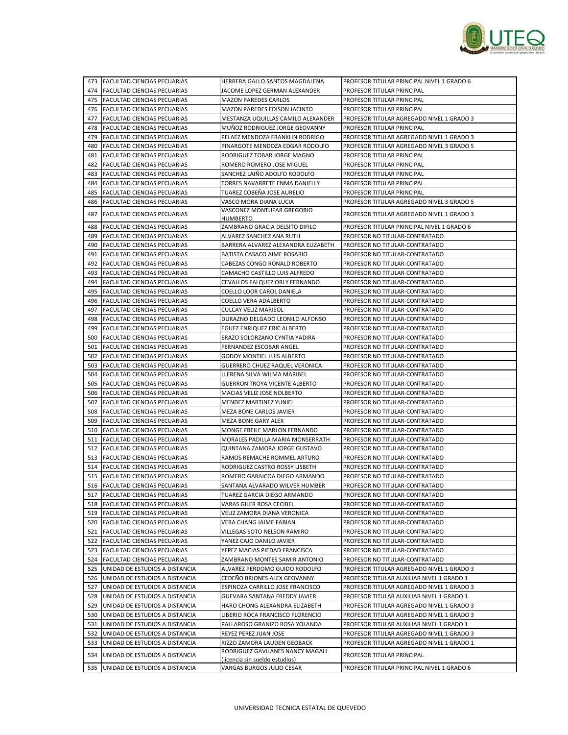| 473 | FACULTAD CIENCIAS PECUARIAS | HERRERA GALLO SANTOS MAGDALENA | PROFESOR TITULAR PRINCIPAL NIVEL 1 GRADO 6 |
|---|---|---|---|
| 474 | FACULTAD CIENCIAS PECUARIAS | JACOME LOPEZ GERMAN ALEXANDER | PROFESOR TITULAR PRINCIPAL |
| 475 | FACULTAD CIENCIAS PECUARIAS | MAZON PAREDES CARLOS | PROFESOR TITULAR PRINCIPAL |
| 476 | FACULTAD CIENCIAS PECUARIAS | MAZON PAREDES EDISON JACINTO | PROFESOR TITULAR PRINCIPAL |
| 477 | FACULTAD CIENCIAS PECUARIAS | MESTANZA UQUILLAS CAMILO ALEXANDER | PROFESOR TITULAR AGREGADO NIVEL 1 GRADO 3 |
| 478 | FACULTAD CIENCIAS PECUARIAS | MUÑOZ RODRIGUEZ JORGE GEOVANNY | PROFESOR TITULAR PRINCIPAL |
| 479 | FACULTAD CIENCIAS PECUARIAS | PELAEZ MENDOZA FRANKLIN RODRIGO | PROFESOR TITULAR AGREGADO NIVEL 1 GRADO 3 |
| 480 | FACULTAD CIENCIAS PECUARIAS | PINARGOTE MENDOZA EDGAR RODOLFO | PROFESOR TITULAR AGREGADO NIVEL 3 GRADO 5 |
| 481 | FACULTAD CIENCIAS PECUARIAS | RODRIGUEZ TOBAR JORGE MAGNO | PROFESOR TITULAR PRINCIPAL |
| 482 | FACULTAD CIENCIAS PECUARIAS | ROMERO ROMERO JOSE MIGUEL | PROFESOR TITULAR PRINCIPAL |
| 483 | FACULTAD CIENCIAS PECUARIAS | SANCHEZ LAIÑO ADOLFO RODOLFO | PROFESOR TITULAR PRINCIPAL |
| 484 | FACULTAD CIENCIAS PECUARIAS | TORRES NAVARRETE ENMA DANIELLY | PROFESOR TITULAR PRINCIPAL |
| 485 | FACULTAD CIENCIAS PECUARIAS | TUAREZ COBEÑA JOSE AURELIO | PROFESOR TITULAR PRINCIPAL |
| 486 | FACULTAD CIENCIAS PECUARIAS | VASCO MORA DIANA LUCIA | PROFESOR TITULAR AGREGADO NIVEL 3 GRADO 5 |
| 487 | FACULTAD CIENCIAS PECUARIAS | VASCONEZ MONTUFAR GREGORIO HUMBERTO | PROFESOR TITULAR AGREGADO NIVEL 1 GRADO 3 |
| 488 | FACULTAD CIENCIAS PECUARIAS | ZAMBRANO GRACIA DELSITO DIFILO | PROFESOR TITULAR PRINCIPAL NIVEL 1 GRADO 6 |
| 489 | FACULTAD CIENCIAS PECUARIAS | ALVAREZ SANCHEZ ANA RUTH | PROFESOR NO TITULAR-CONTRATADO |
| 490 | FACULTAD CIENCIAS PECUARIAS | BARRERA ALVAREZ ALEXANDRA ELIZABETH | PROFESOR NO TITULAR-CONTRATADO |
| 491 | FACULTAD CIENCIAS PECUARIAS | BATISTA CASACO AIME ROSARIO | PROFESOR NO TITULAR-CONTRATADO |
| 492 | FACULTAD CIENCIAS PECUARIAS | CABEZAS CONGO RONALD ROBERTO | PROFESOR NO TITULAR-CONTRATADO |
| 493 | FACULTAD CIENCIAS PECUARIAS | CAMACHO CASTILLO LUIS ALFREDO | PROFESOR NO TITULAR-CONTRATADO |
| 494 | FACULTAD CIENCIAS PECUARIAS | CEVALLOS FALQUEZ ORLY FERNANDO | PROFESOR NO TITULAR-CONTRATADO |
| 495 | FACULTAD CIENCIAS PECUARIAS | COELLO LOOR CAROL DANIELA | PROFESOR NO TITULAR-CONTRATADO |
| 496 | FACULTAD CIENCIAS PECUARIAS | COELLO VERA ADALBERTO | PROFESOR NO TITULAR-CONTRATADO |
| 497 | FACULTAD CIENCIAS PECUARIAS | CULCAY VELIZ MARISOL | PROFESOR NO TITULAR-CONTRATADO |
| 498 | FACULTAD CIENCIAS PECUARIAS | DURAZNO DELGADO LEONILO ALFONSO | PROFESOR NO TITULAR-CONTRATADO |
| 499 | FACULTAD CIENCIAS PECUARIAS | EGUEZ ENRIQUEZ ERIC ALBERTO | PROFESOR NO TITULAR-CONTRATADO |
| 500 | FACULTAD CIENCIAS PECUARIAS | ERAZO SOLORZANO CYNTIA YADIRA | PROFESOR NO TITULAR-CONTRATADO |
| 501 | FACULTAD CIENCIAS PECUARIAS | FERNANDEZ ESCOBAR ANGEL | PROFESOR NO TITULAR-CONTRATADO |
| 502 | FACULTAD CIENCIAS PECUARIAS | GODOY MONTIEL LUIS ALBERTO | PROFESOR NO TITULAR-CONTRATADO |
| 503 | FACULTAD CIENCIAS PECUARIAS | GUERRERO CHUEZ RAQUEL VERONICA | PROFESOR NO TITULAR-CONTRATADO |
| 504 | FACULTAD CIENCIAS PECUARIAS | LLERENA SILVA WILMA MARIBEL | PROFESOR NO TITULAR-CONTRATADO |
| 505 | FACULTAD CIENCIAS PECUARIAS | GUERRON TROYA VICENTE ALBERTO | PROFESOR NO TITULAR-CONTRATADO |
| 506 | FACULTAD CIENCIAS PECUARIAS | MACIAS VELIZ JOSE NOLBERTO | PROFESOR NO TITULAR-CONTRATADO |
| 507 | FACULTAD CIENCIAS PECUARIAS | MENDEZ MARTINEZ YUNIEL | PROFESOR NO TITULAR-CONTRATADO |
| 508 | FACULTAD CIENCIAS PECUARIAS | MEZA BONE CARLOS JAVIER | PROFESOR NO TITULAR-CONTRATADO |
| 509 | FACULTAD CIENCIAS PECUARIAS | MEZA BONE GARY ALEX | PROFESOR NO TITULAR-CONTRATADO |
| 510 | FACULTAD CIENCIAS PECUARIAS | MONGE FREILE MARLON FERNANDO | PROFESOR NO TITULAR-CONTRATADO |
| 511 | FACULTAD CIENCIAS PECUARIAS | MORALES PADILLA MARIA MONSERRATH | PROFESOR NO TITULAR-CONTRATADO |
| 512 | FACULTAD CIENCIAS PECUARIAS | QUINTANA ZAMORA JORGE GUSTAVO | PROFESOR NO TITULAR-CONTRATADO |
| 513 | FACULTAD CIENCIAS PECUARIAS | RAMOS REMACHE ROMMEL ARTURO | PROFESOR NO TITULAR-CONTRATADO |
| 514 | FACULTAD CIENCIAS PECUARIAS | RODRIGUEZ CASTRO ROSSY LISBETH | PROFESOR NO TITULAR-CONTRATADO |
| 515 | FACULTAD CIENCIAS PECUARIAS | ROMERO GARAICOA DIEGO ARMANDO | PROFESOR NO TITULAR-CONTRATADO |
| 516 | FACULTAD CIENCIAS PECUARIAS | SANTANA ALVARADO WILVER HUMBER | PROFESOR NO TITULAR-CONTRATADO |
| 517 | FACULTAD CIENCIAS PECUARIAS | TUAREZ GARCIA DIEGO ARMANDO | PROFESOR NO TITULAR-CONTRATADO |
| 518 | FACULTAD CIENCIAS PECUARIAS | VARAS GILER ROSA CECIBEL | PROFESOR NO TITULAR-CONTRATADO |
| 519 | FACULTAD CIENCIAS PECUARIAS | VELIZ ZAMORA DIANA VERONICA | PROFESOR NO TITULAR-CONTRATADO |
| 520 | FACULTAD CIENCIAS PECUARIAS | VERA CHANG JAIME FABIAN | PROFESOR NO TITULAR-CONTRATADO |
| 521 | FACULTAD CIENCIAS PECUARIAS | VILLEGAS SOTO NELSON RAMIRO | PROFESOR NO TITULAR-CONTRATADO |
| 522 | FACULTAD CIENCIAS PECUARIAS | YANEZ CAJO DANILO JAVIER | PROFESOR NO TITULAR-CONTRATADO |
| 523 | FACULTAD CIENCIAS PECUARIAS | YEPEZ MACIAS PIEDAD FRANCISCA | PROFESOR NO TITULAR-CONTRATADO |
| 524 | FACULTAD CIENCIAS PECUARIAS | ZAMBRANO MONTES SAMIR ANTONIO | PROFESOR NO TITULAR-CONTRATADO |
| 525 | UNIDAD DE ESTUDIOS A DISTANCIA | ALVAREZ PERDOMO GUIDO RODOLFO | PROFESOR TITULAR AGREGADO NIVEL 1 GRADO 3 |
| 526 | UNIDAD DE ESTUDIOS A DISTANCIA | CEDEÑO BRIONES ALEX GEOVANNY | PROFESOR TITULAR AUXILIAR NIVEL 1 GRADO 1 |
| 527 | UNIDAD DE ESTUDIOS A DISTANCIA | ESPINOZA CARRILLO JOSE FRANCISCO | PROFESOR TITULAR AGREGADO NIVEL 1 GRADO 3 |
| 528 | UNIDAD DE ESTUDIOS A DISTANCIA | GUEVARA SANTANA FREDDY JAVIER | PROFESOR TITULAR AUXILIAR NIVEL 1 GRADO 1 |
| 529 | UNIDAD DE ESTUDIOS A DISTANCIA | HARO CHONG ALEXANDRA ELIZABETH | PROFESOR TITULAR AGREGADO NIVEL 1 GRADO 3 |
| 530 | UNIDAD DE ESTUDIOS A DISTANCIA | LIBERIO ROCA FRANCISCO FLORENCIO | PROFESOR TITULAR AGREGADO NIVEL 1 GRADO 3 |
| 531 | UNIDAD DE ESTUDIOS A DISTANCIA | PALLAROSO GRANIZO ROSA YOLANDA | PROFESOR TITULAR AUXILIAR NIVEL 1 GRADO 1 |
| 532 | UNIDAD DE ESTUDIOS A DISTANCIA | REYEZ PEREZ JUAN JOSE | PROFESOR TITULAR AGREGADO NIVEL 1 GRADO 3 |
| 533 | UNIDAD DE ESTUDIOS A DISTANCIA | RIZZO ZAMORA LAUDEN GEOBACK | PROFESOR TITULAR AGREGADO NIVEL 1 GRADO 1 |
| 534 | UNIDAD DE ESTUDIOS A DISTANCIA | RODRIGUEZ GAVILANES NANCY MAGALI (licencia sin sueldo estudios) | PROFESOR TITULAR PRINCIPAL |
| 535 | UNIDAD DE ESTUDIOS A DISTANCIA | VARGAS BURGOS JULIO CESAR | PROFESOR TITULAR PRINCIPAL NIVEL 1 GRADO 6 |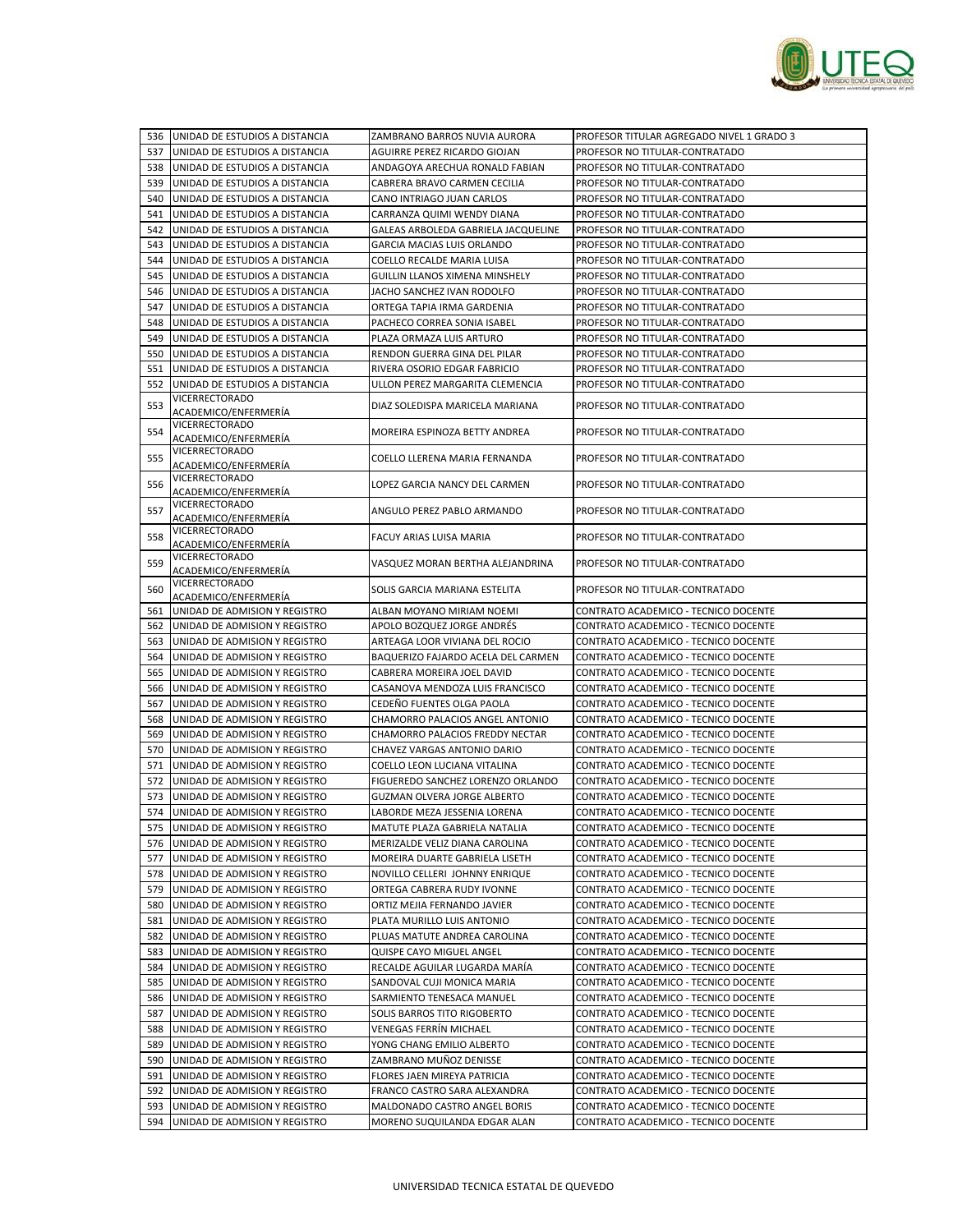| 536 | UNIDAD DE ESTUDIOS A DISTANCIA | ZAMBRANO BARROS NUVIA AURORA | PROFESOR TITULAR AGREGADO NIVEL 1 GRADO 3 |
|---|---|---|---|
| 537 | UNIDAD DE ESTUDIOS A DISTANCIA | AGUIRRE PEREZ RICARDO GIOJAN | PROFESOR NO TITULAR-CONTRATADO |
| 538 | UNIDAD DE ESTUDIOS A DISTANCIA | ANDAGOYA ARECHUA RONALD FABIAN | PROFESOR NO TITULAR-CONTRATADO |
| 539 | UNIDAD DE ESTUDIOS A DISTANCIA | CABRERA BRAVO CARMEN CECILIA | PROFESOR NO TITULAR-CONTRATADO |
| 540 | UNIDAD DE ESTUDIOS A DISTANCIA | CANO INTRIAGO JUAN CARLOS | PROFESOR NO TITULAR-CONTRATADO |
| 541 | UNIDAD DE ESTUDIOS A DISTANCIA | CARRANZA QUIMI WENDY DIANA | PROFESOR NO TITULAR-CONTRATADO |
| 542 | UNIDAD DE ESTUDIOS A DISTANCIA | GALEAS ARBOLEDA GABRIELA JACQUELINE | PROFESOR NO TITULAR-CONTRATADO |
| 543 | UNIDAD DE ESTUDIOS A DISTANCIA | GARCIA MACIAS LUIS ORLANDO | PROFESOR NO TITULAR-CONTRATADO |
| 544 | UNIDAD DE ESTUDIOS A DISTANCIA | COELLO RECALDE MARIA LUISA | PROFESOR NO TITULAR-CONTRATADO |
| 545 | UNIDAD DE ESTUDIOS A DISTANCIA | GUILLIN LLANOS XIMENA MINSHELY | PROFESOR NO TITULAR-CONTRATADO |
| 546 | UNIDAD DE ESTUDIOS A DISTANCIA | JACHO SANCHEZ IVAN RODOLFO | PROFESOR NO TITULAR-CONTRATADO |
| 547 | UNIDAD DE ESTUDIOS A DISTANCIA | ORTEGA TAPIA IRMA GARDENIA | PROFESOR NO TITULAR-CONTRATADO |
| 548 | UNIDAD DE ESTUDIOS A DISTANCIA | PACHECO CORREA SONIA ISABEL | PROFESOR NO TITULAR-CONTRATADO |
| 549 | UNIDAD DE ESTUDIOS A DISTANCIA | PLAZA ORMAZA LUIS ARTURO | PROFESOR NO TITULAR-CONTRATADO |
| 550 | UNIDAD DE ESTUDIOS A DISTANCIA | RENDON GUERRA GINA DEL PILAR | PROFESOR NO TITULAR-CONTRATADO |
| 551 | UNIDAD DE ESTUDIOS A DISTANCIA | RIVERA OSORIO EDGAR FABRICIO | PROFESOR NO TITULAR-CONTRATADO |
| 552 | UNIDAD DE ESTUDIOS A DISTANCIA | ULLON PEREZ MARGARITA CLEMENCIA | PROFESOR NO TITULAR-CONTRATADO |
| 553 | VICERRECTORADO ACADEMICO/ENFERMERÍA | DIAZ SOLEDISPA MARICELA MARIANA | PROFESOR NO TITULAR-CONTRATADO |
| 554 | VICERRECTORADO ACADEMICO/ENFERMERÍA | MOREIRA ESPINOZA BETTY ANDREA | PROFESOR NO TITULAR-CONTRATADO |
| 555 | VICERRECTORADO ACADEMICO/ENFERMERÍA | COELLO LLERENA MARIA FERNANDA | PROFESOR NO TITULAR-CONTRATADO |
| 556 | VICERRECTORADO ACADEMICO/ENFERMERÍA | LOPEZ GARCIA NANCY DEL CARMEN | PROFESOR NO TITULAR-CONTRATADO |
| 557 | VICERRECTORADO ACADEMICO/ENFERMERÍA | ANGULO PEREZ PABLO ARMANDO | PROFESOR NO TITULAR-CONTRATADO |
| 558 | VICERRECTORADO ACADEMICO/ENFERMERÍA | FACUY ARIAS LUISA MARIA | PROFESOR NO TITULAR-CONTRATADO |
| 559 | VICERRECTORADO ACADEMICO/ENFERMERÍA | VASQUEZ MORAN BERTHA ALEJANDRINA | PROFESOR NO TITULAR-CONTRATADO |
| 560 | VICERRECTORADO ACADEMICO/ENFERMERÍA | SOLIS GARCIA MARIANA ESTELITA | PROFESOR NO TITULAR-CONTRATADO |
| 561 | UNIDAD DE ADMISION Y REGISTRO | ALBAN MOYANO MIRIAM NOEMI | CONTRATO ACADEMICO - TECNICO DOCENTE |
| 562 | UNIDAD DE ADMISION Y REGISTRO | APOLO BOZQUEZ JORGE ANDRÉS | CONTRATO ACADEMICO - TECNICO DOCENTE |
| 563 | UNIDAD DE ADMISION Y REGISTRO | ARTEAGA LOOR VIVIANA DEL ROCIO | CONTRATO ACADEMICO - TECNICO DOCENTE |
| 564 | UNIDAD DE ADMISION Y REGISTRO | BAQUERIZO FAJARDO ACELA DEL CARMEN | CONTRATO ACADEMICO - TECNICO DOCENTE |
| 565 | UNIDAD DE ADMISION Y REGISTRO | CABRERA MOREIRA JOEL DAVID | CONTRATO ACADEMICO - TECNICO DOCENTE |
| 566 | UNIDAD DE ADMISION Y REGISTRO | CASANOVA MENDOZA LUIS FRANCISCO | CONTRATO ACADEMICO - TECNICO DOCENTE |
| 567 | UNIDAD DE ADMISION Y REGISTRO | CEDEÑO FUENTES OLGA PAOLA | CONTRATO ACADEMICO - TECNICO DOCENTE |
| 568 | UNIDAD DE ADMISION Y REGISTRO | CHAMORRO PALACIOS ANGEL ANTONIO | CONTRATO ACADEMICO - TECNICO DOCENTE |
| 569 | UNIDAD DE ADMISION Y REGISTRO | CHAMORRO PALACIOS FREDDY NECTAR | CONTRATO ACADEMICO - TECNICO DOCENTE |
| 570 | UNIDAD DE ADMISION Y REGISTRO | CHAVEZ VARGAS ANTONIO DARIO | CONTRATO ACADEMICO - TECNICO DOCENTE |
| 571 | UNIDAD DE ADMISION Y REGISTRO | COELLO LEON LUCIANA VITALINA | CONTRATO ACADEMICO - TECNICO DOCENTE |
| 572 | UNIDAD DE ADMISION Y REGISTRO | FIGUEREDO SANCHEZ LORENZO ORLANDO | CONTRATO ACADEMICO - TECNICO DOCENTE |
| 573 | UNIDAD DE ADMISION Y REGISTRO | GUZMAN OLVERA JORGE ALBERTO | CONTRATO ACADEMICO - TECNICO DOCENTE |
| 574 | UNIDAD DE ADMISION Y REGISTRO | LABORDE MEZA JESSENIA LORENA | CONTRATO ACADEMICO - TECNICO DOCENTE |
| 575 | UNIDAD DE ADMISION Y REGISTRO | MATUTE PLAZA GABRIELA NATALIA | CONTRATO ACADEMICO - TECNICO DOCENTE |
| 576 | UNIDAD DE ADMISION Y REGISTRO | MERIZALDE VELIZ DIANA CAROLINA | CONTRATO ACADEMICO - TECNICO DOCENTE |
| 577 | UNIDAD DE ADMISION Y REGISTRO | MOREIRA DUARTE GABRIELA LISETH | CONTRATO ACADEMICO - TECNICO DOCENTE |
| 578 | UNIDAD DE ADMISION Y REGISTRO | NOVILLO CELLERI JOHNNY ENRIQUE | CONTRATO ACADEMICO - TECNICO DOCENTE |
| 579 | UNIDAD DE ADMISION Y REGISTRO | ORTEGA CABRERA RUDY IVONNE | CONTRATO ACADEMICO - TECNICO DOCENTE |
| 580 | UNIDAD DE ADMISION Y REGISTRO | ORTIZ MEJIA FERNANDO JAVIER | CONTRATO ACADEMICO - TECNICO DOCENTE |
| 581 | UNIDAD DE ADMISION Y REGISTRO | PLATA MURILLO LUIS ANTONIO | CONTRATO ACADEMICO - TECNICO DOCENTE |
| 582 | UNIDAD DE ADMISION Y REGISTRO | PLUAS MATUTE ANDREA CAROLINA | CONTRATO ACADEMICO - TECNICO DOCENTE |
| 583 | UNIDAD DE ADMISION Y REGISTRO | QUISPE CAYO MIGUEL ANGEL | CONTRATO ACADEMICO - TECNICO DOCENTE |
| 584 | UNIDAD DE ADMISION Y REGISTRO | RECALDE AGUILAR LUGARDA MARÍA | CONTRATO ACADEMICO - TECNICO DOCENTE |
| 585 | UNIDAD DE ADMISION Y REGISTRO | SANDOVAL CUJI MONICA MARIA | CONTRATO ACADEMICO - TECNICO DOCENTE |
| 586 | UNIDAD DE ADMISION Y REGISTRO | SARMIENTO TENESACA MANUEL | CONTRATO ACADEMICO - TECNICO DOCENTE |
| 587 | UNIDAD DE ADMISION Y REGISTRO | SOLIS BARROS TITO RIGOBERTO | CONTRATO ACADEMICO - TECNICO DOCENTE |
| 588 | UNIDAD DE ADMISION Y REGISTRO | VENEGAS FERRÍN MICHAEL | CONTRATO ACADEMICO - TECNICO DOCENTE |
| 589 | UNIDAD DE ADMISION Y REGISTRO | YONG CHANG EMILIO ALBERTO | CONTRATO ACADEMICO - TECNICO DOCENTE |
| 590 | UNIDAD DE ADMISION Y REGISTRO | ZAMBRANO MUÑOZ DENISSE | CONTRATO ACADEMICO - TECNICO DOCENTE |
| 591 | UNIDAD DE ADMISION Y REGISTRO | FLORES JAEN MIREYA PATRICIA | CONTRATO ACADEMICO - TECNICO DOCENTE |
| 592 | UNIDAD DE ADMISION Y REGISTRO | FRANCO CASTRO SARA ALEXANDRA | CONTRATO ACADEMICO - TECNICO DOCENTE |
| 593 | UNIDAD DE ADMISION Y REGISTRO | MALDONADO CASTRO ANGEL BORIS | CONTRATO ACADEMICO - TECNICO DOCENTE |
| 594 | UNIDAD DE ADMISION Y REGISTRO | MORENO SUQUILANDA EDGAR ALAN | CONTRATO ACADEMICO - TECNICO DOCENTE |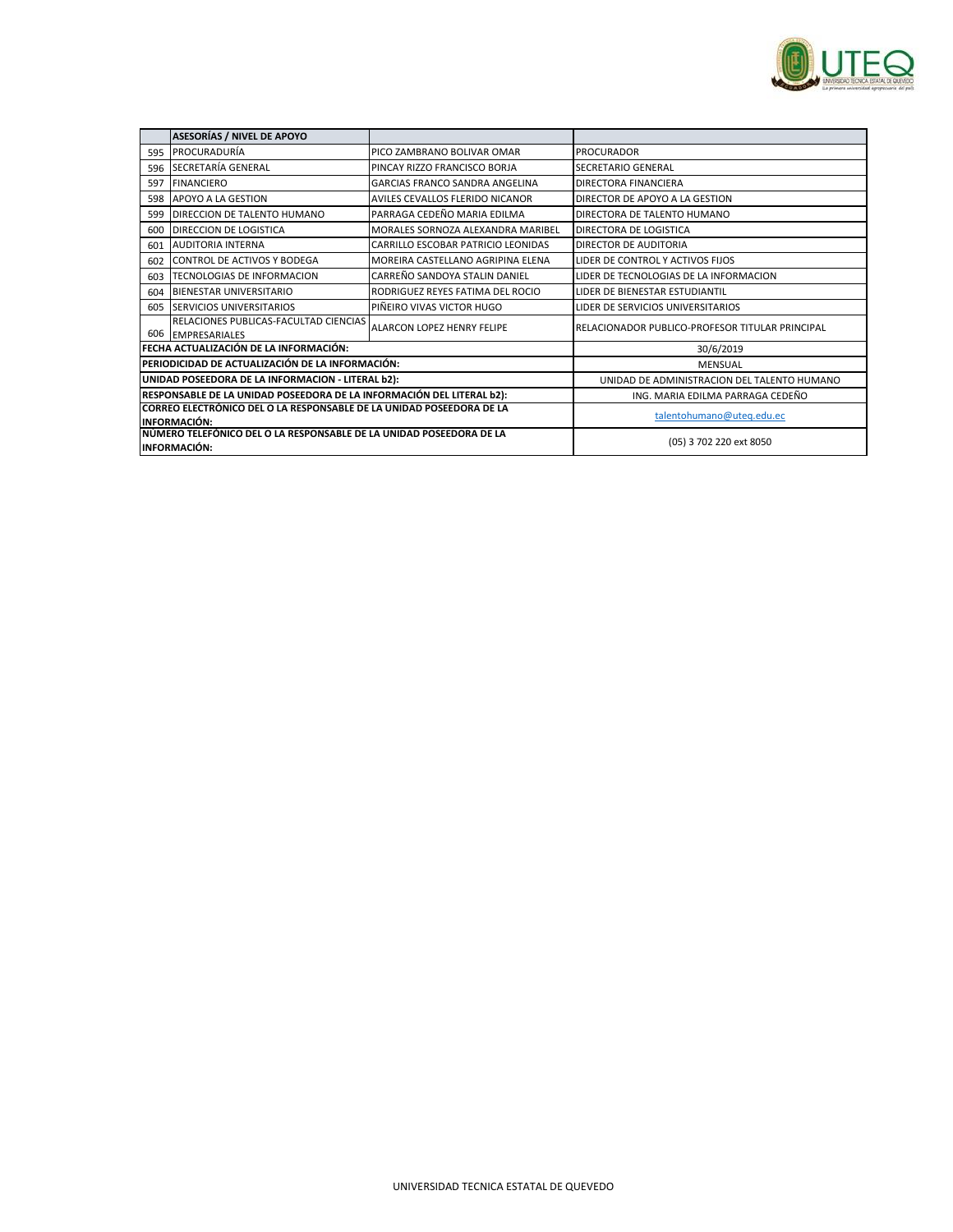| | ASESORÍAS / NIVEL DE APOYO | | |
|---|---|---|---|
| 595 | PROCURADURÍA | PICO ZAMBRANO BOLIVAR OMAR | PROCURADOR |
| 596 | SECRETARÍA GENERAL | PINCAY RIZZO FRANCISCO BORJA | SECRETARIO GENERAL |
| 597 | FINANCIERO | GARCIAS FRANCO SANDRA ANGELINA | DIRECTORA FINANCIERA |
| 598 | APOYO A LA GESTION | AVILES CEVALLOS FLERIDO NICANOR | DIRECTOR DE APOYO A LA GESTION |
| 599 | DIRECCION DE TALENTO HUMANO | PARRAGA CEDEÑO MARIA EDILMA | DIRECTORA DE TALENTO HUMANO |
| 600 | DIRECCION DE LOGISTICA | MORALES SORNOZA ALEXANDRA MARIBEL | DIRECTORA DE LOGISTICA |
| 601 | AUDITORIA INTERNA | CARRILLO ESCOBAR PATRICIO LEONIDAS | DIRECTOR DE AUDITORIA |
| 602 | CONTROL DE ACTIVOS Y BODEGA | MOREIRA CASTELLANO AGRIPINA ELENA | LIDER DE CONTROL Y ACTIVOS FIJOS |
| 603 | TECNOLOGIAS DE INFORMACION | CARREÑO SANDOYA STALIN DANIEL | LIDER DE TECNOLOGIAS DE LA INFORMACION |
| 604 | BIENESTAR UNIVERSITARIO | RODRIGUEZ REYES FATIMA DEL ROCIO | LIDER DE BIENESTAR ESTUDIANTIL |
| 605 | SERVICIOS UNIVERSITARIOS | PIÑEIRO VIVAS VICTOR HUGO | LIDER DE SERVICIOS UNIVERSITARIOS |
| 606 | RELACIONES PUBLICAS-FACULTAD CIENCIAS EMPRESARIALES | ALARCON LOPEZ HENRY FELIPE | RELACIONADOR PUBLICO-PROFESOR TITULAR PRINCIPAL |
| **FECHA ACTUALIZACIÓN DE LA INFORMACIÓN:** | | | 30/6/2019 |
| **PERIODICIDAD DE ACTUALIZACIÓN DE LA INFORMACIÓN:** | | | MENSUAL |
| **UNIDAD POSEEDORA DE LA INFORMACION - LITERAL b2):** | | | UNIDAD DE ADMINISTRACION DEL TALENTO HUMANO |
| **RESPONSABLE DE LA UNIDAD POSEEDORA DE LA INFORMACIÓN DEL LITERAL b2):** | | | ING. MARIA EDILMA PARRAGA CEDEÑO |
| **CORREO ELECTRÓNICO DEL O LA RESPONSABLE DE LA UNIDAD POSEEDORA DE LA INFORMACIÓN:** | | | talentohumano@uteq.edu.ec |
| **NÚMERO TELEFÓNICO DEL O LA RESPONSABLE DE LA UNIDAD POSEEDORA DE LA INFORMACIÓN:** | | | (05) 3 702 220 ext 8050 |